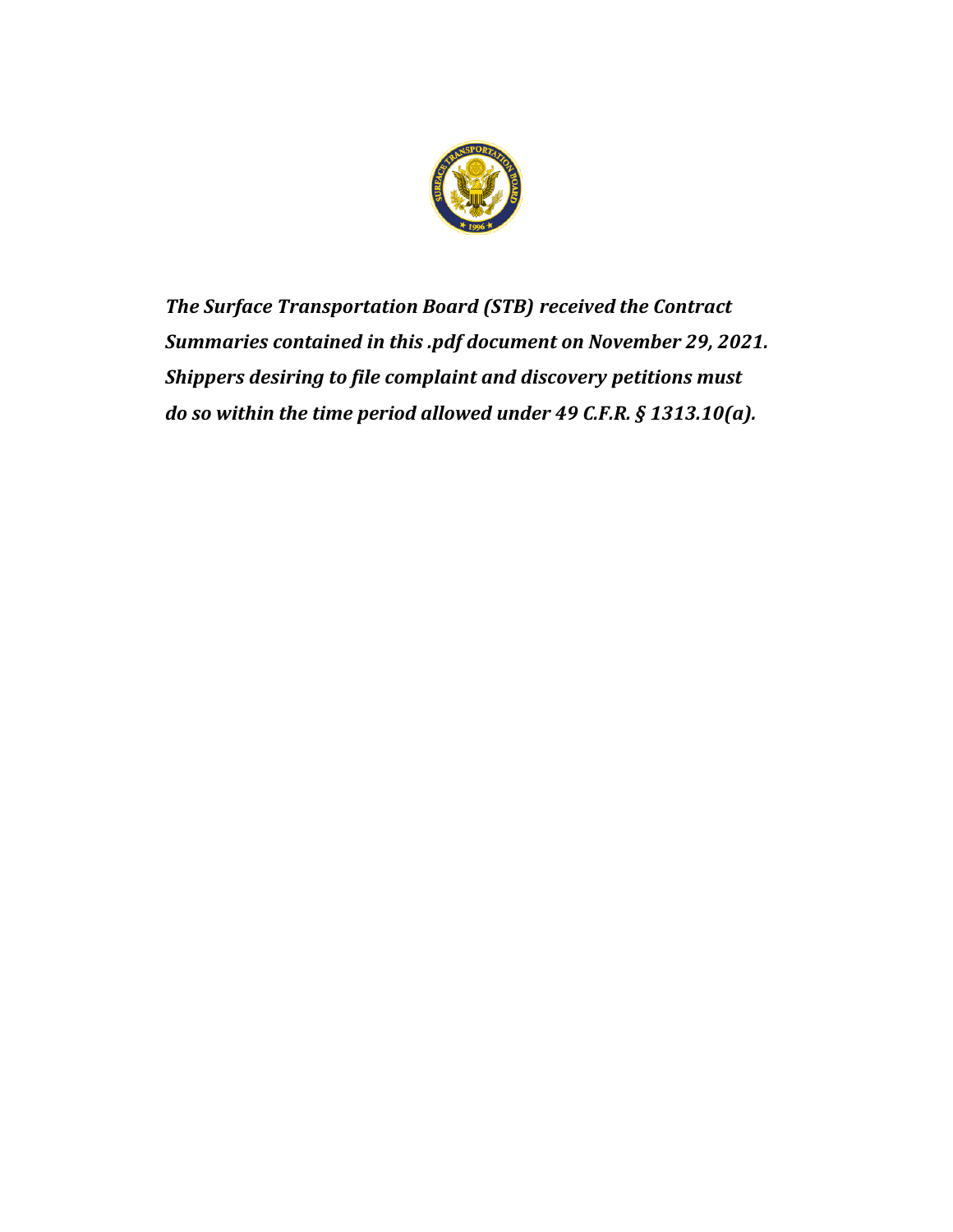***The Surface Transportation Board (STB) received the Contract Summaries contained in this .pdf document on November 29, 2021. Shippers desiring to file complaint and discovery petitions must do so within the time period allowed under 49 C.F.R. § 1313.10(a).***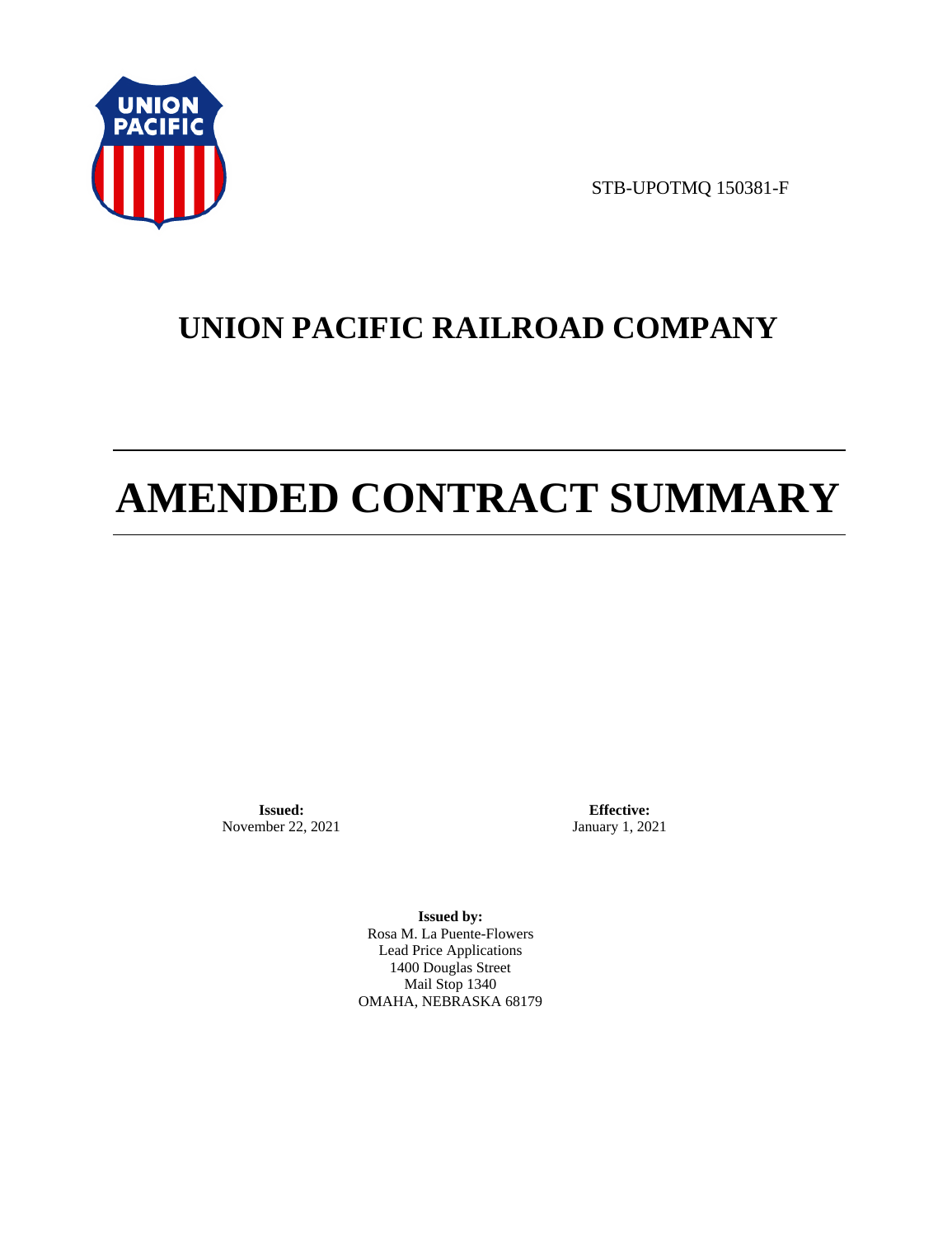STB-UPOTMQ 150381-F

# UNION PACIFIC RAILROAD COMPANY

# AMENDED CONTRACT SUMMARY

**Issued:**
November 22, 2021

**Effective:**
January 1, 2021

**Issued by:**
Rosa M. La Puente-Flowers
Lead Price Applications
1400 Douglas Street
Mail Stop 1340
OMAHA, NEBRASKA 68179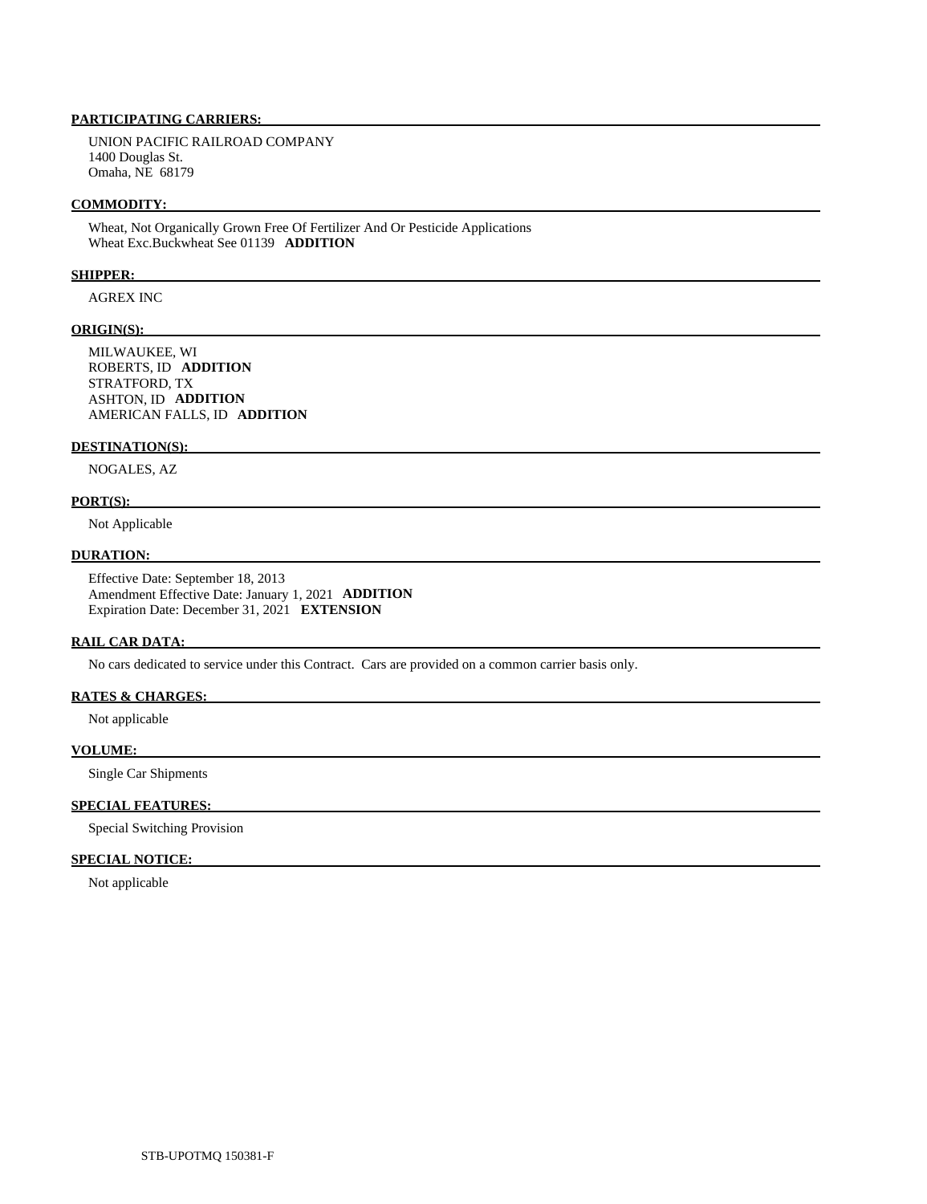**PARTICIPATING CARRIERS:**

UNION PACIFIC RAILROAD COMPANY
1400 Douglas St.
Omaha, NE 68179

**COMMODITY:**

Wheat, Not Organically Grown Free Of Fertilizer And Or Pesticide Applications
Wheat Exc.Buckwheat See 01139 **ADDITION**

**SHIPPER:**

AGREX INC

**ORIGIN(S):**

MILWAUKEE, WI
ROBERTS, ID **ADDITION**
STRATFORD, TX
ASHTON, ID **ADDITION**
AMERICAN FALLS, ID **ADDITION**

**DESTINATION(S):**

NOGALES, AZ

**PORT(S):**

Not Applicable

**DURATION:**

Effective Date: September 18, 2013
Amendment Effective Date: January 1, 2021 **ADDITION**
Expiration Date: December 31, 2021 **EXTENSION**

**RAIL CAR DATA:**

No cars dedicated to service under this Contract. Cars are provided on a common carrier basis only.

**RATES & CHARGES:**

Not applicable

**VOLUME:**

Single Car Shipments

**SPECIAL FEATURES:**

Special Switching Provision

**SPECIAL NOTICE:**

Not applicable

STB-UPOTMQ 150381-F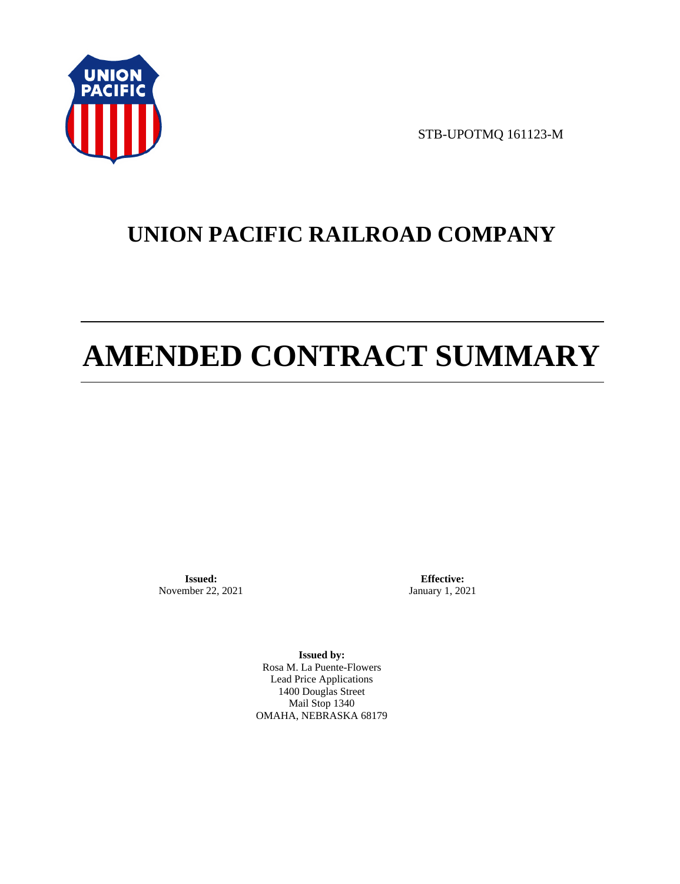STB-UPOTMQ 161123-M

# UNION PACIFIC RAILROAD COMPANY

# AMENDED CONTRACT SUMMARY

**Issued:**
November 22, 2021

**Effective:**
January 1, 2021

**Issued by:**
Rosa M. La Puente-Flowers
Lead Price Applications
1400 Douglas Street
Mail Stop 1340
OMAHA, NEBRASKA 68179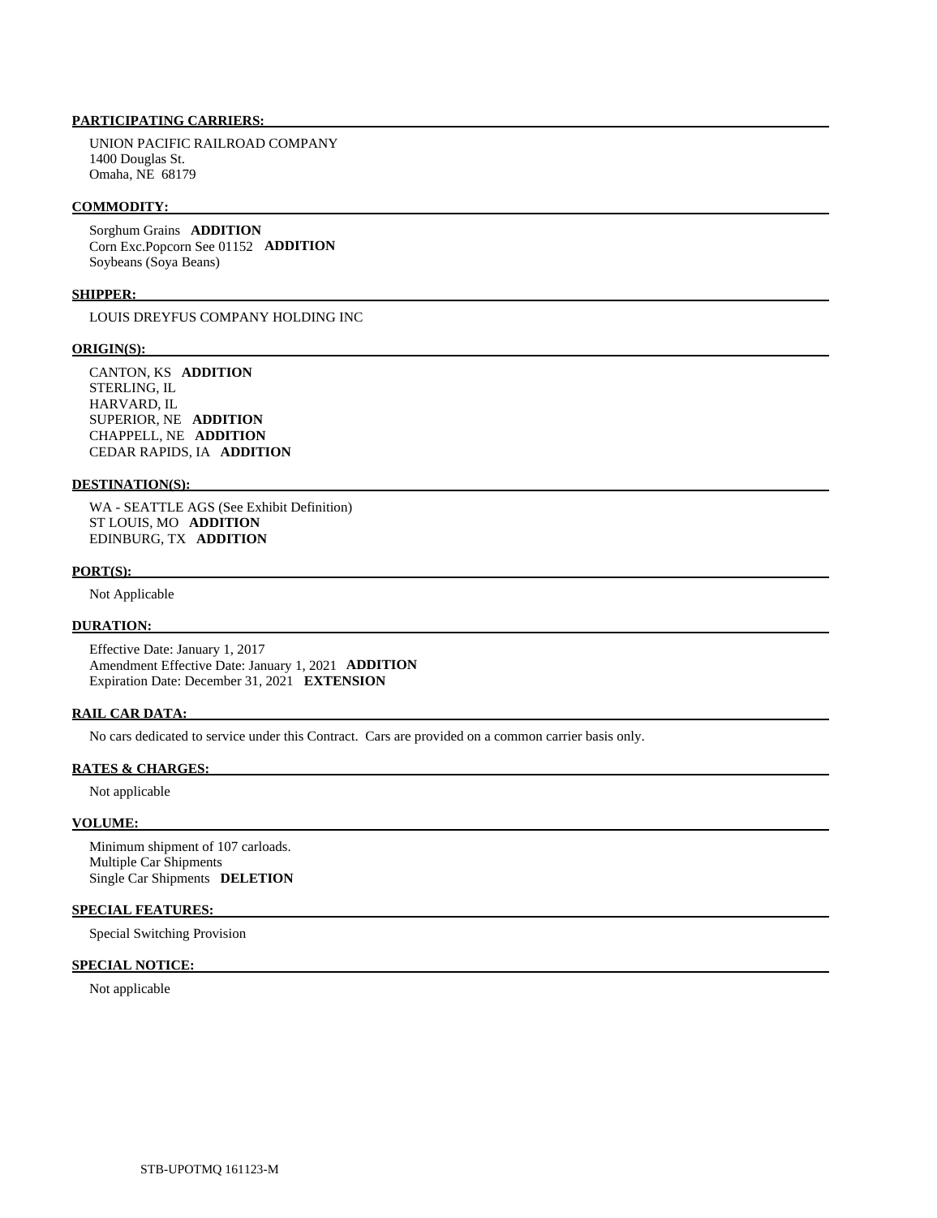**PARTICIPATING CARRIERS:**

UNION PACIFIC RAILROAD COMPANY
1400 Douglas St.
Omaha, NE 68179

**COMMODITY:**

Sorghum Grains **ADDITION**
Corn Exc.Popcorn See 01152 **ADDITION**
Soybeans (Soya Beans)

**SHIPPER:**

LOUIS DREYFUS COMPANY HOLDING INC

**ORIGIN(S):**

CANTON, KS **ADDITION**
STERLING, IL
HARVARD, IL
SUPERIOR, NE **ADDITION**
CHAPPELL, NE **ADDITION**
CEDAR RAPIDS, IA **ADDITION**

**DESTINATION(S):**

WA - SEATTLE AGS (See Exhibit Definition)
ST LOUIS, MO **ADDITION**
EDINBURG, TX **ADDITION**

**PORT(S):**

Not Applicable

**DURATION:**

Effective Date: January 1, 2017
Amendment Effective Date: January 1, 2021 **ADDITION**
Expiration Date: December 31, 2021 **EXTENSION**

**RAIL CAR DATA:**

No cars dedicated to service under this Contract. Cars are provided on a common carrier basis only.

**RATES & CHARGES:**

Not applicable

**VOLUME:**

Minimum shipment of 107 carloads.
Multiple Car Shipments
Single Car Shipments **DELETION**

**SPECIAL FEATURES:**

Special Switching Provision

**SPECIAL NOTICE:**

Not applicable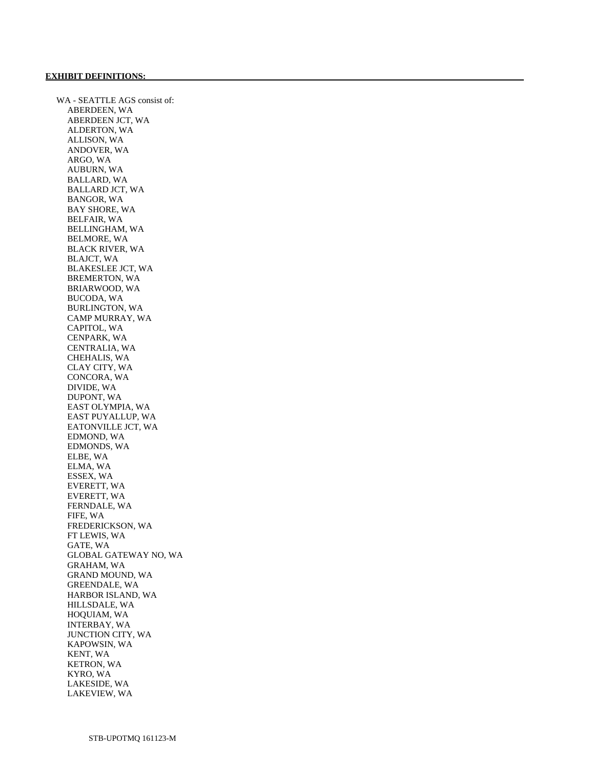**EXHIBIT DEFINITIONS:**

WA - SEATTLE AGS consist of:

- ABERDEEN, WA
- ABERDEEN JCT, WA
- ALDERTON, WA
- ALLISON, WA
- ANDOVER, WA
- ARGO, WA
- AUBURN, WA
- BALLARD, WA
- BALLARD JCT, WA
- BANGOR, WA
- BAY SHORE, WA
- BELFAIR, WA
- BELLINGHAM, WA
- BELMORE, WA
- BLACK RIVER, WA
- BLAJCT, WA
- BLAKESLEE JCT, WA
- BREMERTON, WA
- BRIARWOOD, WA
- BUCODA, WA
- BURLINGTON, WA
- CAMP MURRAY, WA
- CAPITOL, WA
- CENPARK, WA
- CENTRALIA, WA
- CHEHALIS, WA
- CLAY CITY, WA
- CONCORA, WA
- DIVIDE, WA
- DUPONT, WA
- EAST OLYMPIA, WA
- EAST PUYALLUP, WA
- EATONVILLE JCT, WA
- EDMOND, WA
- EDMONDS, WA
- ELBE, WA
- ELMA, WA
- ESSEX, WA
- EVERETT, WA
- EVERETT, WA
- FERNDALE, WA
- FIFE, WA
- FREDERICKSON, WA
- FT LEWIS, WA
- GATE, WA
- GLOBAL GATEWAY NO, WA
- GRAHAM, WA
- GRAND MOUND, WA
- GREENDALE, WA
- HARBOR ISLAND, WA
- HILLSDALE, WA
- HOQUIAM, WA
- INTERBAY, WA
- JUNCTION CITY, WA
- KAPOWSIN, WA
- KENT, WA
- KETRON, WA
- KYRO, WA
- LAKESIDE, WA
- LAKEVIEW, WA

STB-UPOTMQ 161123-M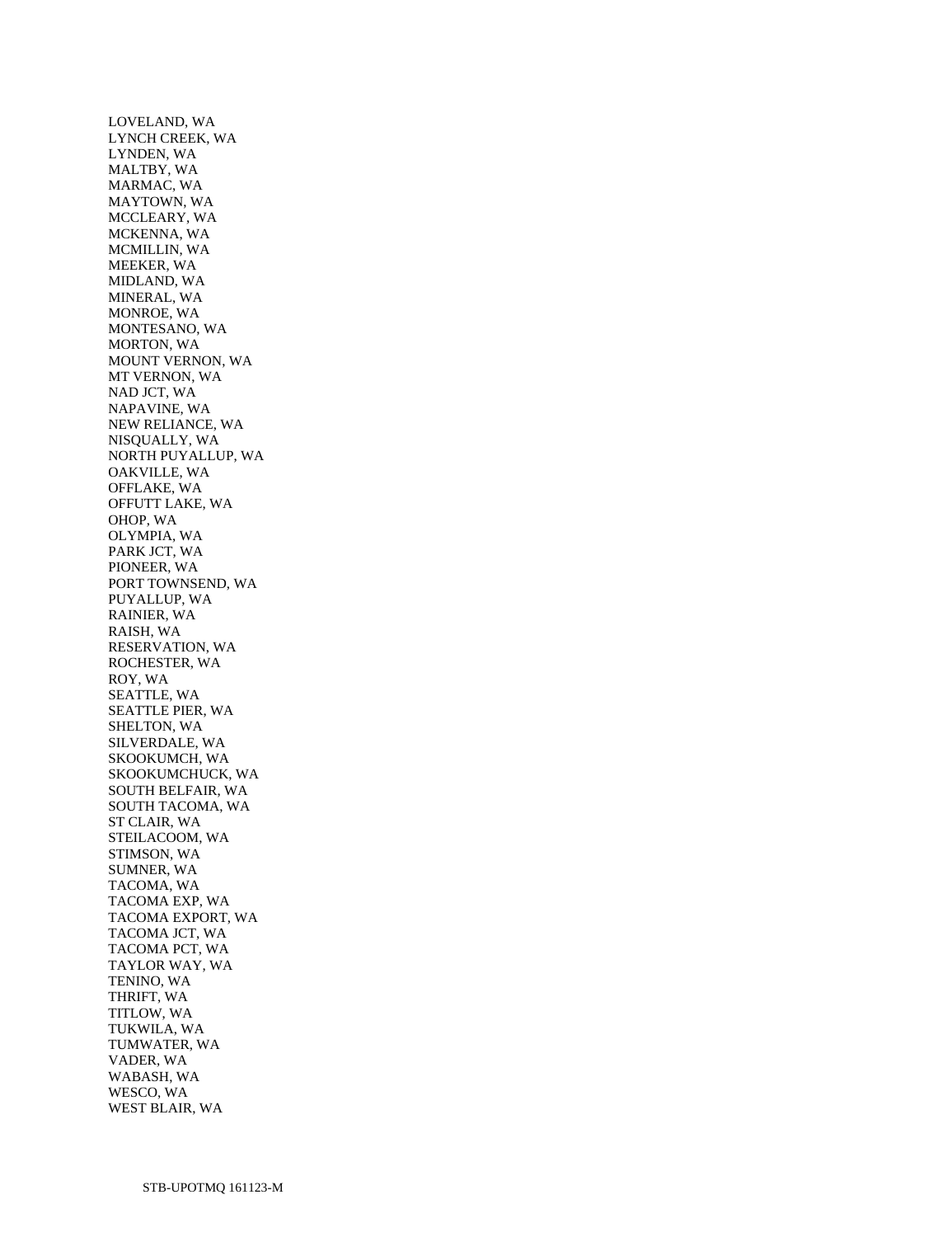LOVELAND, WA
LYNCH CREEK, WA
LYNDEN, WA
MALTBY, WA
MARMAC, WA
MAYTOWN, WA
MCCLEARY, WA
MCKENNA, WA
MCMILLIN, WA
MEEKER, WA
MIDLAND, WA
MINERAL, WA
MONROE, WA
MONTESANO, WA
MORTON, WA
MOUNT VERNON, WA
MT VERNON, WA
NAD JCT, WA
NAPAVINE, WA
NEW RELIANCE, WA
NISQUALLY, WA
NORTH PUYALLUP, WA
OAKVILLE, WA
OFFLAKE, WA
OFFUTT LAKE, WA
OHOP, WA
OLYMPIA, WA
PARK JCT, WA
PIONEER, WA
PORT TOWNSEND, WA
PUYALLUP, WA
RAINIER, WA
RAISH, WA
RESERVATION, WA
ROCHESTER, WA
ROY, WA
SEATTLE, WA
SEATTLE PIER, WA
SHELTON, WA
SILVERDALE, WA
SKOOKUMCH, WA
SKOOKUMCHUCK, WA
SOUTH BELFAIR, WA
SOUTH TACOMA, WA
ST CLAIR, WA
STEILACOOM, WA
STIMSON, WA
SUMNER, WA
TACOMA, WA
TACOMA EXP, WA
TACOMA EXPORT, WA
TACOMA JCT, WA
TACOMA PCT, WA
TAYLOR WAY, WA
TENINO, WA
THRIFT, WA
TITLOW, WA
TUKWILA, WA
TUMWATER, WA
VADER, WA
WABASH, WA
WESCO, WA
WEST BLAIR, WA

STB-UPOTMQ 161123-M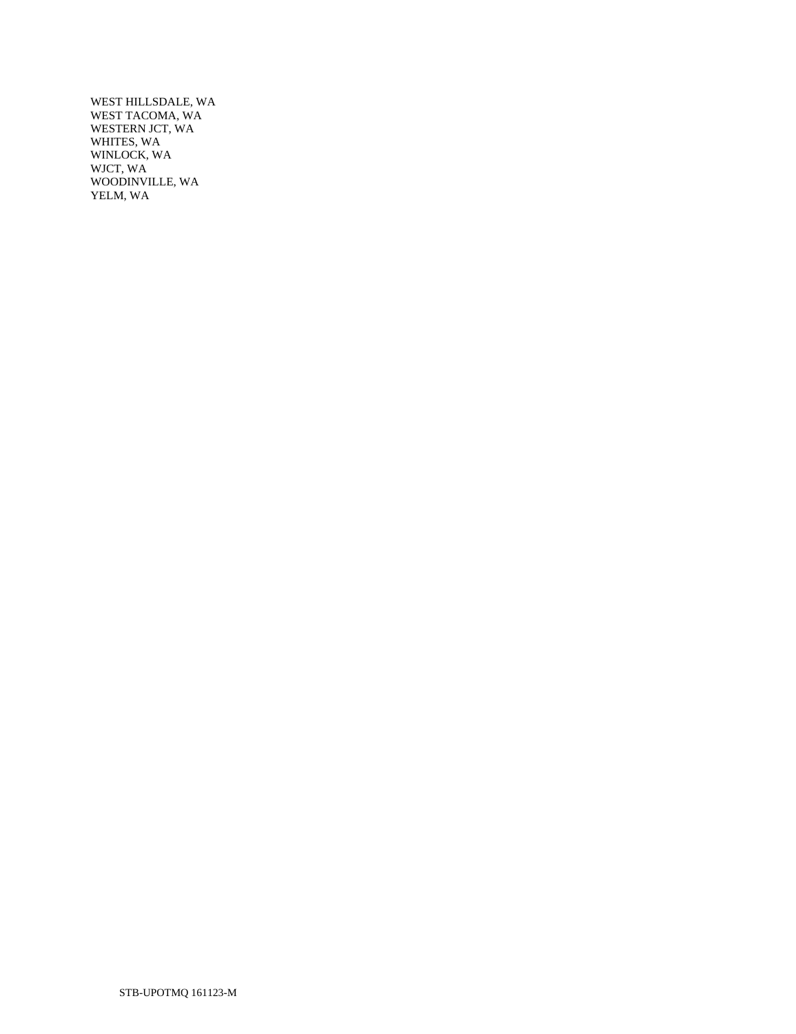WEST HILLSDALE, WA
WEST TACOMA, WA
WESTERN JCT, WA
WHITES, WA
WINLOCK, WA
WJCT, WA
WOODINVILLE, WA
YELM, WA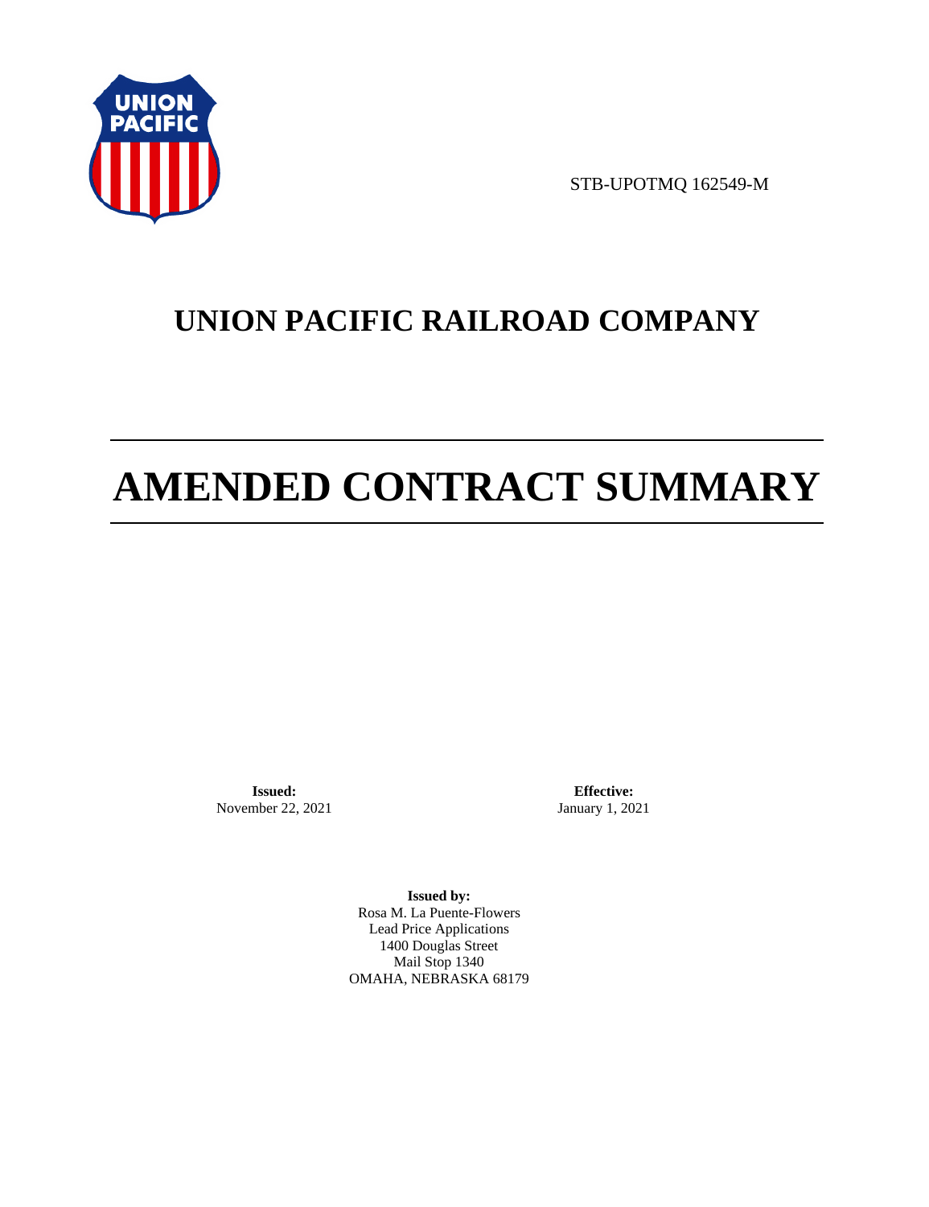STB-UPOTMQ 162549-M

# UNION PACIFIC RAILROAD COMPANY

# AMENDED CONTRACT SUMMARY

**Issued:**
November 22, 2021

**Effective:**
January 1, 2021

**Issued by:**
Rosa M. La Puente-Flowers
Lead Price Applications
1400 Douglas Street
Mail Stop 1340
OMAHA, NEBRASKA 68179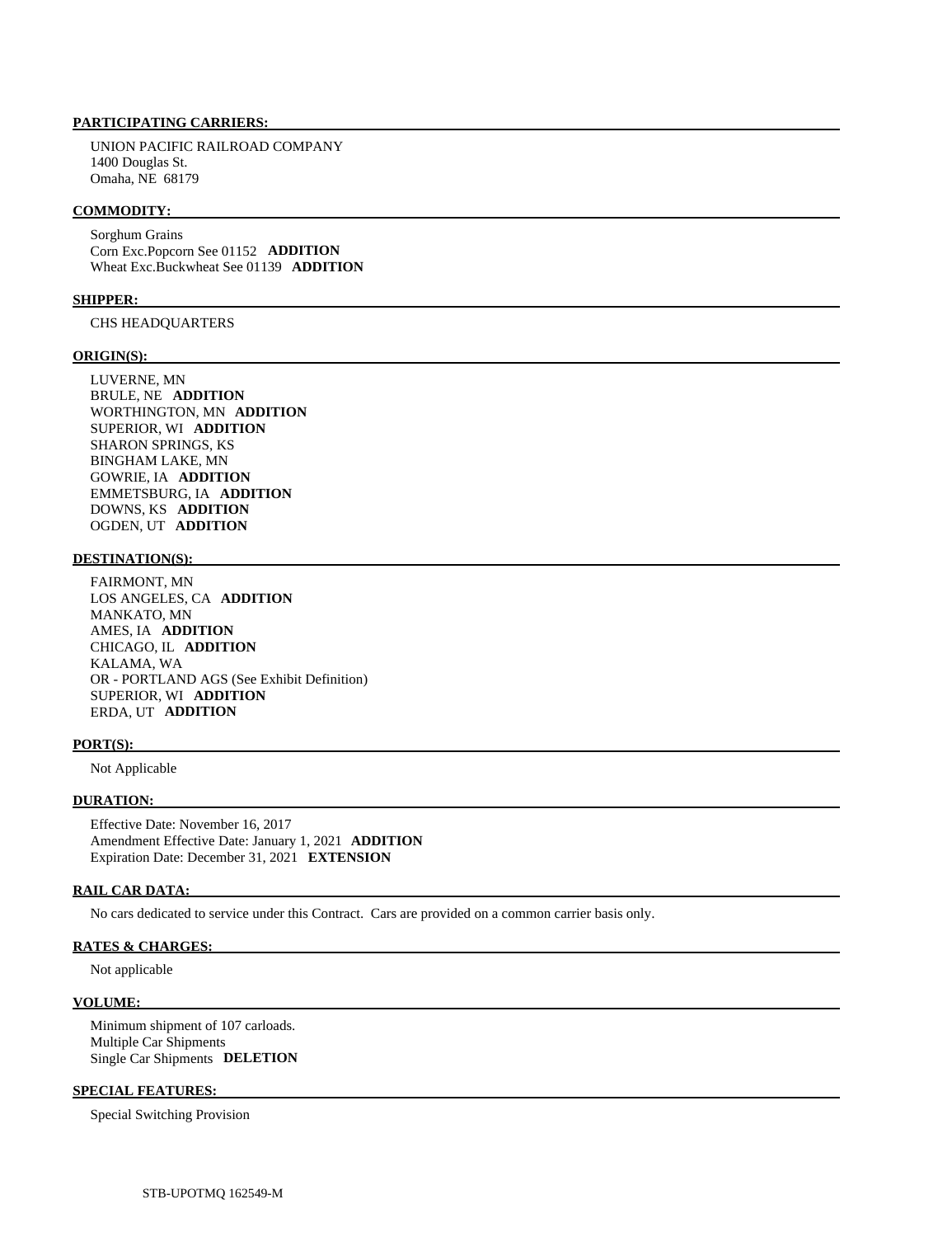**PARTICIPATING CARRIERS:**

UNION PACIFIC RAILROAD COMPANY
1400 Douglas St.
Omaha, NE 68179

**COMMODITY:**

Sorghum Grains
Corn Exc.Popcorn See 01152 **ADDITION**
Wheat Exc.Buckwheat See 01139 **ADDITION**

**SHIPPER:**

CHS HEADQUARTERS

**ORIGIN(S):**

LUVERNE, MN
BRULE, NE **ADDITION**
WORTHINGTON, MN **ADDITION**
SUPERIOR, WI **ADDITION**
SHARON SPRINGS, KS
BINGHAM LAKE, MN
GOWRIE, IA **ADDITION**
EMMETSBURG, IA **ADDITION**
DOWNS, KS **ADDITION**
OGDEN, UT **ADDITION**

**DESTINATION(S):**

FAIRMONT, MN
LOS ANGELES, CA **ADDITION**
MANKATO, MN
AMES, IA **ADDITION**
CHICAGO, IL **ADDITION**
KALAMA, WA
OR - PORTLAND AGS (See Exhibit Definition)
SUPERIOR, WI **ADDITION**
ERDA, UT **ADDITION**

**PORT(S):**

Not Applicable

**DURATION:**

Effective Date: November 16, 2017
Amendment Effective Date: January 1, 2021 **ADDITION**
Expiration Date: December 31, 2021 **EXTENSION**

**RAIL CAR DATA:**

No cars dedicated to service under this Contract. Cars are provided on a common carrier basis only.

**RATES & CHARGES:**

Not applicable

**VOLUME:**

Minimum shipment of 107 carloads.
Multiple Car Shipments
Single Car Shipments **DELETION**

**SPECIAL FEATURES:**

Special Switching Provision

STB-UPOTMQ 162549-M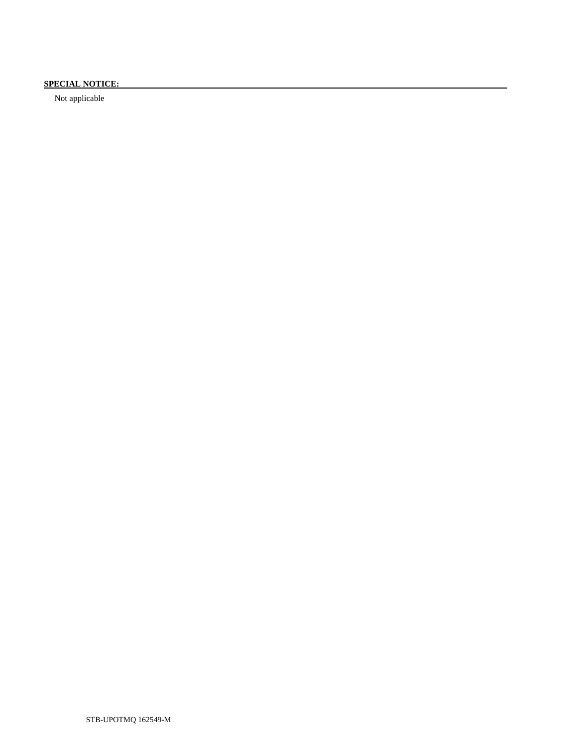**SPECIAL NOTICE:**

Not applicable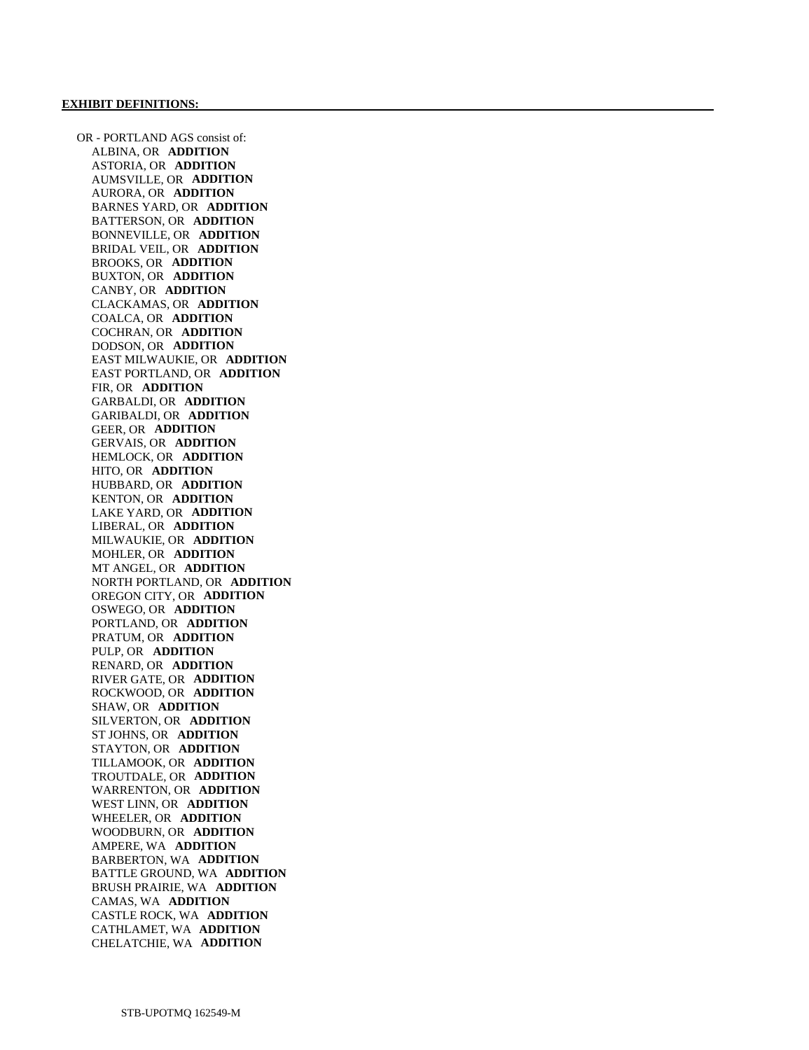**EXHIBIT DEFINITIONS:**

OR - PORTLAND AGS consist of:
- ALBINA, OR **ADDITION**
- ASTORIA, OR **ADDITION**
- AUMSVILLE, OR **ADDITION**
- AURORA, OR **ADDITION**
- BARNES YARD, OR **ADDITION**
- BATTERSON, OR **ADDITION**
- BONNEVILLE, OR **ADDITION**
- BRIDAL VEIL, OR **ADDITION**
- BROOKS, OR **ADDITION**
- BUXTON, OR **ADDITION**
- CANBY, OR **ADDITION**
- CLACKAMAS, OR **ADDITION**
- COALCA, OR **ADDITION**
- COCHRAN, OR **ADDITION**
- DODSON, OR **ADDITION**
- EAST MILWAUKIE, OR **ADDITION**
- EAST PORTLAND, OR **ADDITION**
- FIR, OR **ADDITION**
- GARBALDI, OR **ADDITION**
- GARIBALDI, OR **ADDITION**
- GEER, OR **ADDITION**
- GERVAIS, OR **ADDITION**
- HEMLOCK, OR **ADDITION**
- HITO, OR **ADDITION**
- HUBBARD, OR **ADDITION**
- KENTON, OR **ADDITION**
- LAKE YARD, OR **ADDITION**
- LIBERAL, OR **ADDITION**
- MILWAUKIE, OR **ADDITION**
- MOHLER, OR **ADDITION**
- MT ANGEL, OR **ADDITION**
- NORTH PORTLAND, OR **ADDITION**
- OREGON CITY, OR **ADDITION**
- OSWEGO, OR **ADDITION**
- PORTLAND, OR **ADDITION**
- PRATUM, OR **ADDITION**
- PULP, OR **ADDITION**
- RENARD, OR **ADDITION**
- RIVER GATE, OR **ADDITION**
- ROCKWOOD, OR **ADDITION**
- SHAW, OR **ADDITION**
- SILVERTON, OR **ADDITION**
- ST JOHNS, OR **ADDITION**
- STAYTON, OR **ADDITION**
- TILLAMOOK, OR **ADDITION**
- TROUTDALE, OR **ADDITION**
- WARRENTON, OR **ADDITION**
- WEST LINN, OR **ADDITION**
- WHEELER, OR **ADDITION**
- WOODBURN, OR **ADDITION**
- AMPERE, WA **ADDITION**
- BARBERTON, WA **ADDITION**
- BATTLE GROUND, WA **ADDITION**
- BRUSH PRAIRIE, WA **ADDITION**
- CAMAS, WA **ADDITION**
- CASTLE ROCK, WA **ADDITION**
- CATHLAMET, WA **ADDITION**
- CHELATCHIE, WA **ADDITION**

STB-UPOTMQ 162549-M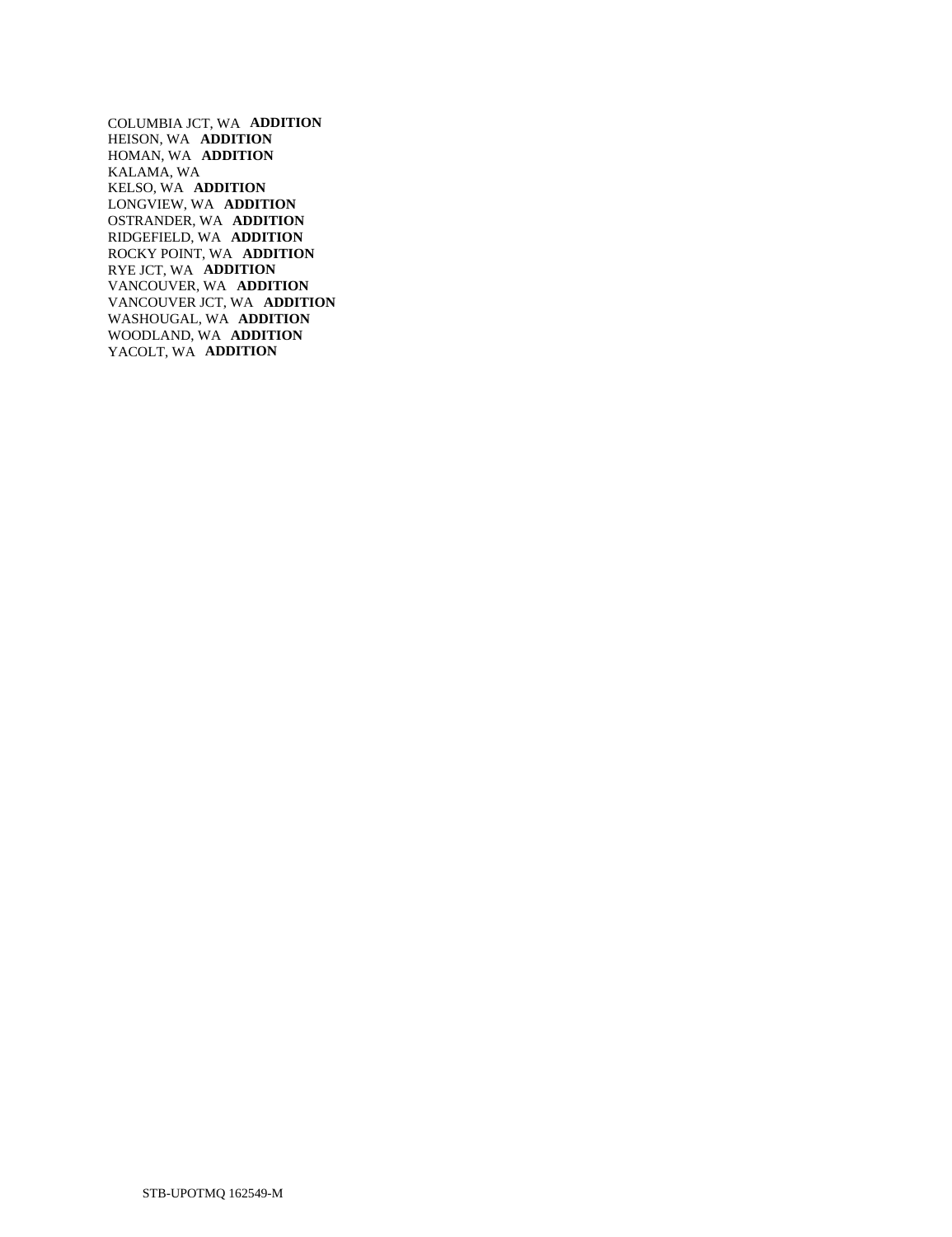COLUMBIA JCT, WA **ADDITION**
HEISON, WA **ADDITION**
HOMAN, WA **ADDITION**
KALAMA, WA
KELSO, WA **ADDITION**
LONGVIEW, WA **ADDITION**
OSTRANDER, WA **ADDITION**
RIDGEFIELD, WA **ADDITION**
ROCKY POINT, WA **ADDITION**
RYE JCT, WA **ADDITION**
VANCOUVER, WA **ADDITION**
VANCOUVER JCT, WA **ADDITION**
WASHOUGAL, WA **ADDITION**
WOODLAND, WA **ADDITION**
YACOLT, WA **ADDITION**

STB-UPOTMQ 162549-M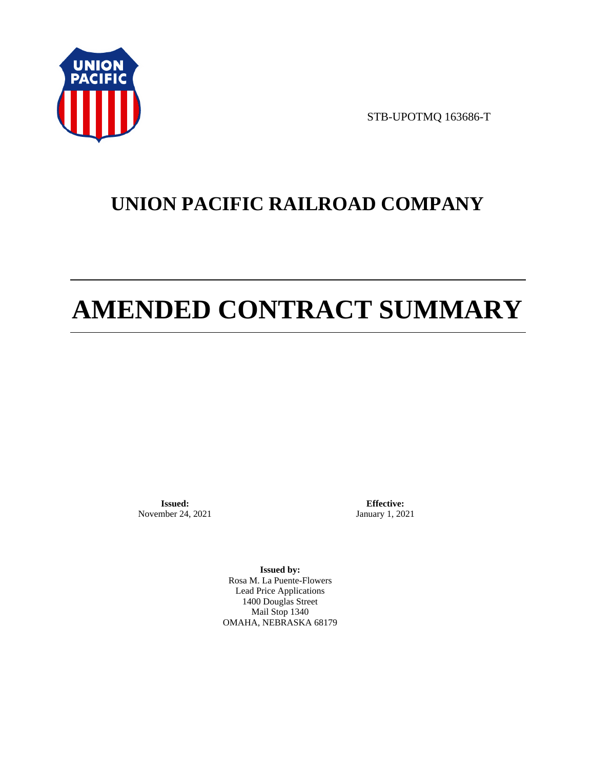STB-UPOTMQ 163686-T

# UNION PACIFIC RAILROAD COMPANY

# AMENDED CONTRACT SUMMARY

**Issued:**
November 24, 2021

**Effective:**
January 1, 2021

**Issued by:**
Rosa M. La Puente-Flowers
Lead Price Applications
1400 Douglas Street
Mail Stop 1340
OMAHA, NEBRASKA 68179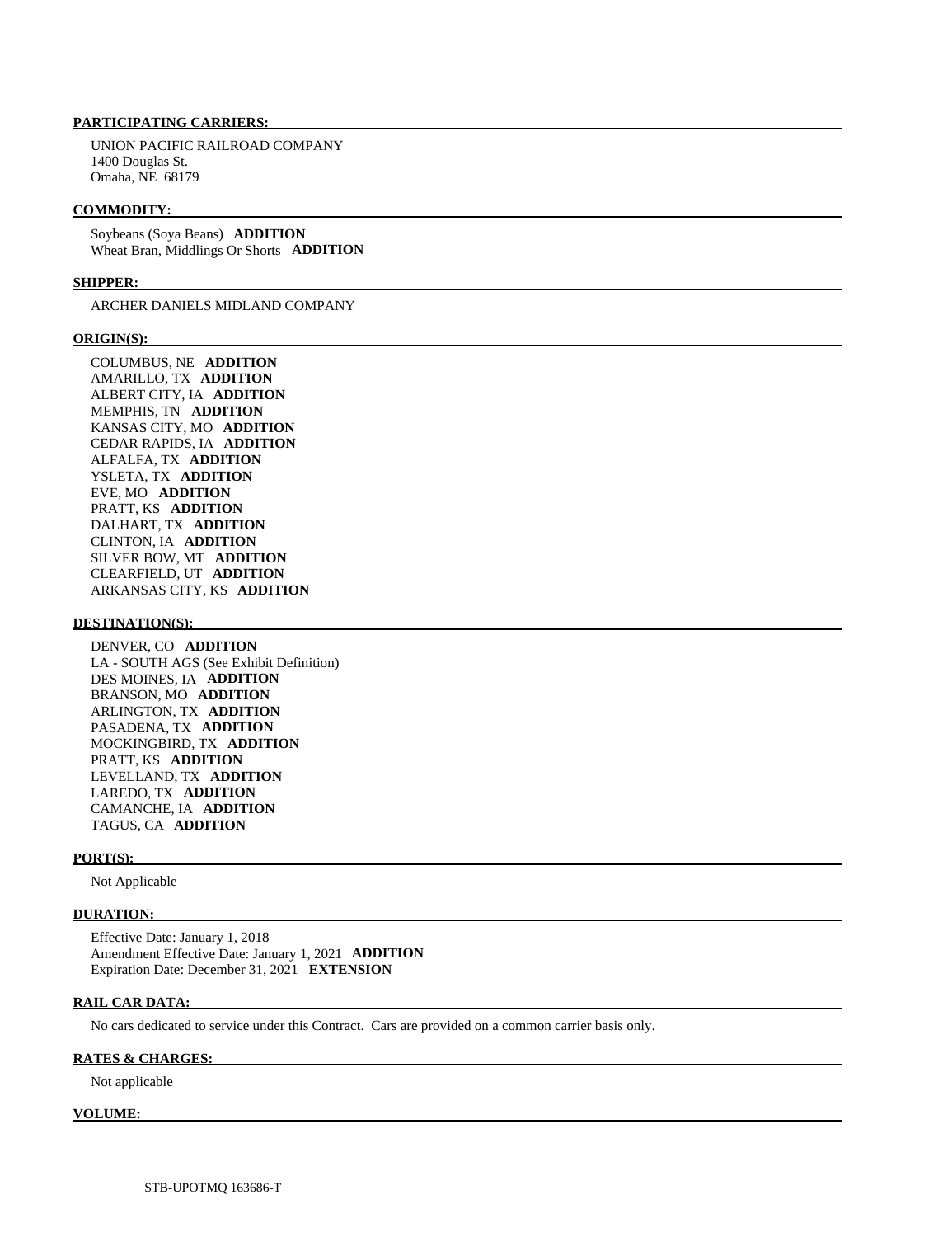**PARTICIPATING CARRIERS:**

UNION PACIFIC RAILROAD COMPANY
1400 Douglas St.
Omaha, NE 68179

**COMMODITY:**

Soybeans (Soya Beans) **ADDITION**
Wheat Bran, Middlings Or Shorts **ADDITION**

**SHIPPER:**

ARCHER DANIELS MIDLAND COMPANY

**ORIGIN(S):**

COLUMBUS, NE **ADDITION**
AMARILLO, TX **ADDITION**
ALBERT CITY, IA **ADDITION**
MEMPHIS, TN **ADDITION**
KANSAS CITY, MO **ADDITION**
CEDAR RAPIDS, IA **ADDITION**
ALFALFA, TX **ADDITION**
YSLETA, TX **ADDITION**
EVE, MO **ADDITION**
PRATT, KS **ADDITION**
DALHART, TX **ADDITION**
CLINTON, IA **ADDITION**
SILVER BOW, MT **ADDITION**
CLEARFIELD, UT **ADDITION**
ARKANSAS CITY, KS **ADDITION**

**DESTINATION(S):**

DENVER, CO **ADDITION**
LA - SOUTH AGS (See Exhibit Definition)
DES MOINES, IA **ADDITION**
BRANSON, MO **ADDITION**
ARLINGTON, TX **ADDITION**
PASADENA, TX **ADDITION**
MOCKINGBIRD, TX **ADDITION**
PRATT, KS **ADDITION**
LEVELLAND, TX **ADDITION**
LAREDO, TX **ADDITION**
CAMANCHE, IA **ADDITION**
TAGUS, CA **ADDITION**

**PORT(S):**

Not Applicable

**DURATION:**

Effective Date: January 1, 2018
Amendment Effective Date: January 1, 2021 **ADDITION**
Expiration Date: December 31, 2021 **EXTENSION**

**RAIL CAR DATA:**

No cars dedicated to service under this Contract. Cars are provided on a common carrier basis only.

**RATES & CHARGES:**

Not applicable

**VOLUME:**

STB-UPOTMQ 163686-T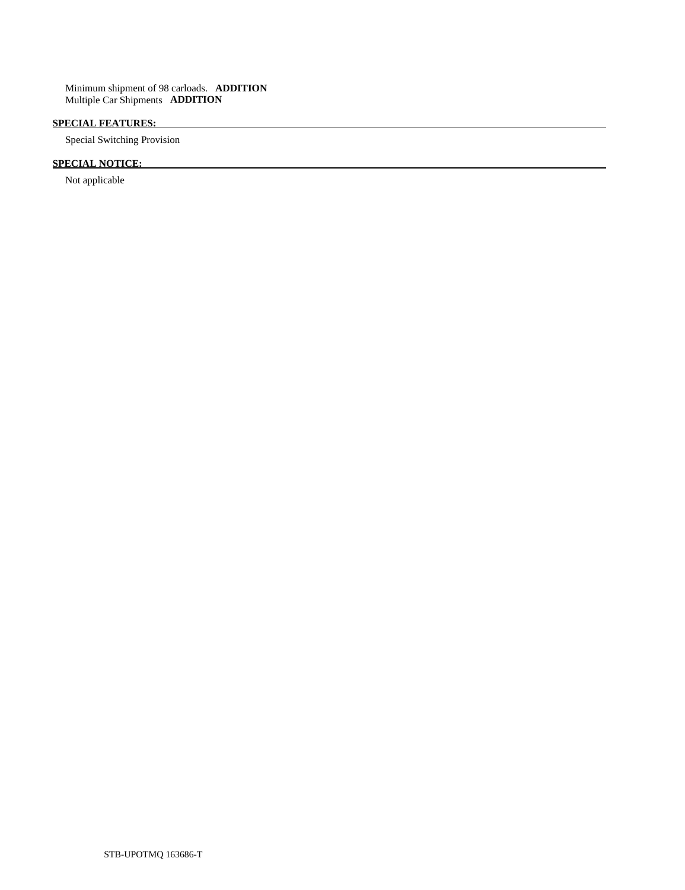Minimum shipment of 98 carloads. **ADDITION**
Multiple Car Shipments **ADDITION**

**SPECIAL FEATURES:**

Special Switching Provision

**SPECIAL NOTICE:**

Not applicable

STB-UPOTMQ 163686-T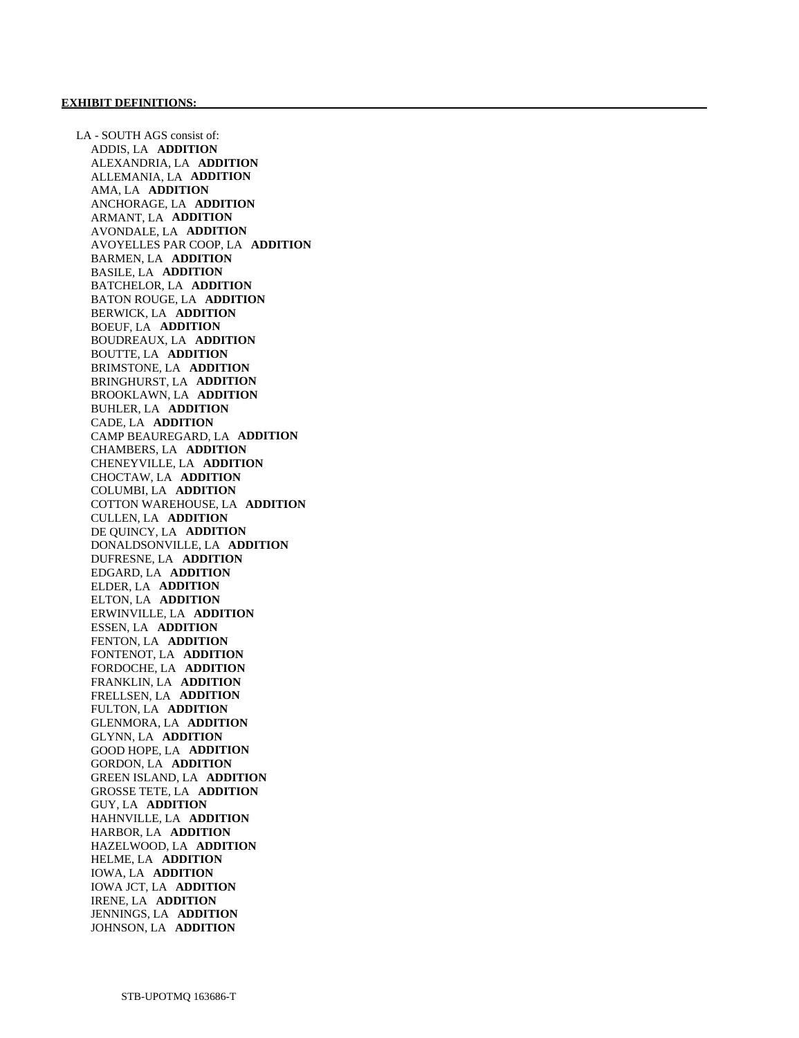**EXHIBIT DEFINITIONS:**

LA - SOUTH AGS consist of:

- ADDIS, LA **ADDITION**
- ALEXANDRIA, LA **ADDITION**
- ALLEMANIA, LA **ADDITION**
- AMA, LA **ADDITION**
- ANCHORAGE, LA **ADDITION**
- ARMANT, LA **ADDITION**
- AVONDALE, LA **ADDITION**
- AVOYELLES PAR COOP, LA **ADDITION**
- BARMEN, LA **ADDITION**
- BASILE, LA **ADDITION**
- BATCHELOR, LA **ADDITION**
- BATON ROUGE, LA **ADDITION**
- BERWICK, LA **ADDITION**
- BOEUF, LA **ADDITION**
- BOUDREAUX, LA **ADDITION**
- BOUTTE, LA **ADDITION**
- BRIMSTONE, LA **ADDITION**
- BRINGHURST, LA **ADDITION**
- BROOKLAWN, LA **ADDITION**
- BUHLER, LA **ADDITION**
- CADE, LA **ADDITION**
- CAMP BEAUREGARD, LA **ADDITION**
- CHAMBERS, LA **ADDITION**
- CHENEYVILLE, LA **ADDITION**
- CHOCTAW, LA **ADDITION**
- COLUMBI, LA **ADDITION**
- COTTON WAREHOUSE, LA **ADDITION**
- CULLEN, LA **ADDITION**
- DE QUINCY, LA **ADDITION**
- DONALDSONVILLE, LA **ADDITION**
- DUFRESNE, LA **ADDITION**
- EDGARD, LA **ADDITION**
- ELDER, LA **ADDITION**
- ELTON, LA **ADDITION**
- ERWINVILLE, LA **ADDITION**
- ESSEN, LA **ADDITION**
- FENTON, LA **ADDITION**
- FONTENOT, LA **ADDITION**
- FORDOCHE, LA **ADDITION**
- FRANKLIN, LA **ADDITION**
- FRELLSEN, LA **ADDITION**
- FULTON, LA **ADDITION**
- GLENMORA, LA **ADDITION**
- GLYNN, LA **ADDITION**
- GOOD HOPE, LA **ADDITION**
- GORDON, LA **ADDITION**
- GREEN ISLAND, LA **ADDITION**
- GROSSE TETE, LA **ADDITION**
- GUY, LA **ADDITION**
- HAHNVILLE, LA **ADDITION**
- HARBOR, LA **ADDITION**
- HAZELWOOD, LA **ADDITION**
- HELME, LA **ADDITION**
- IOWA, LA **ADDITION**
- IOWA JCT, LA **ADDITION**
- IRENE, LA **ADDITION**
- JENNINGS, LA **ADDITION**
- JOHNSON, LA **ADDITION**

STB-UPOTMQ 163686-T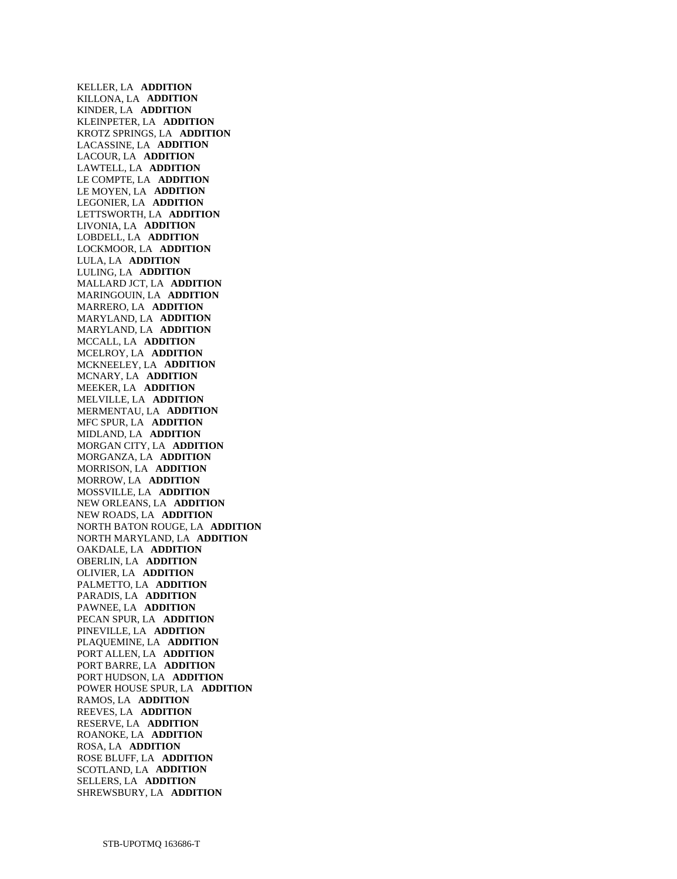KELLER, LA **ADDITION**
KILLONA, LA **ADDITION**
KINDER, LA **ADDITION**
KLEINPETER, LA **ADDITION**
KROTZ SPRINGS, LA **ADDITION**
LACASSINE, LA **ADDITION**
LACOUR, LA **ADDITION**
LAWTELL, LA **ADDITION**
LE COMPTE, LA **ADDITION**
LE MOYEN, LA **ADDITION**
LEGONIER, LA **ADDITION**
LETTSWORTH, LA **ADDITION**
LIVONIA, LA **ADDITION**
LOBDELL, LA **ADDITION**
LOCKMOOR, LA **ADDITION**
LULA, LA **ADDITION**
LULING, LA **ADDITION**
MALLARD JCT, LA **ADDITION**
MARINGOUIN, LA **ADDITION**
MARRERO, LA **ADDITION**
MARYLAND, LA **ADDITION**
MARYLAND, LA **ADDITION**
MCCALL, LA **ADDITION**
MCELROY, LA **ADDITION**
MCKNEELEY, LA **ADDITION**
MCNARY, LA **ADDITION**
MEEKER, LA **ADDITION**
MELVILLE, LA **ADDITION**
MERMENTAU, LA **ADDITION**
MFC SPUR, LA **ADDITION**
MIDLAND, LA **ADDITION**
MORGAN CITY, LA **ADDITION**
MORGANZA, LA **ADDITION**
MORRISON, LA **ADDITION**
MORROW, LA **ADDITION**
MOSSVILLE, LA **ADDITION**
NEW ORLEANS, LA **ADDITION**
NEW ROADS, LA **ADDITION**
NORTH BATON ROUGE, LA **ADDITION**
NORTH MARYLAND, LA **ADDITION**
OAKDALE, LA **ADDITION**
OBERLIN, LA **ADDITION**
OLIVIER, LA **ADDITION**
PALMETTO, LA **ADDITION**
PARADIS, LA **ADDITION**
PAWNEE, LA **ADDITION**
PECAN SPUR, LA **ADDITION**
PINEVILLE, LA **ADDITION**
PLAQUEMINE, LA **ADDITION**
PORT ALLEN, LA **ADDITION**
PORT BARRE, LA **ADDITION**
PORT HUDSON, LA **ADDITION**
POWER HOUSE SPUR, LA **ADDITION**
RAMOS, LA **ADDITION**
REEVES, LA **ADDITION**
RESERVE, LA **ADDITION**
ROANOKE, LA **ADDITION**
ROSA, LA **ADDITION**
ROSE BLUFF, LA **ADDITION**
SCOTLAND, LA **ADDITION**
SELLERS, LA **ADDITION**
SHREWSBURY, LA **ADDITION**

STB-UPOTMQ 163686-T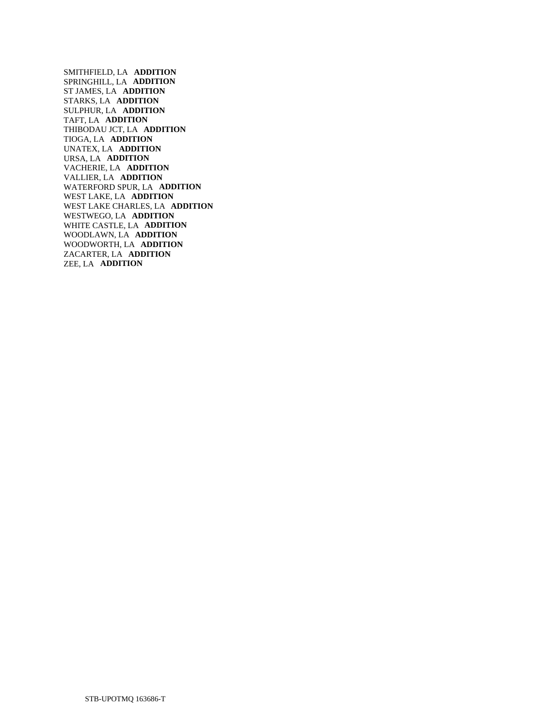SMITHFIELD, LA **ADDITION**
SPRINGHILL, LA **ADDITION**
ST JAMES, LA **ADDITION**
STARKS, LA **ADDITION**
SULPHUR, LA **ADDITION**
TAFT, LA **ADDITION**
THIBODAU JCT, LA **ADDITION**
TIOGA, LA **ADDITION**
UNATEX, LA **ADDITION**
URSA, LA **ADDITION**
VACHERIE, LA **ADDITION**
VALLIER, LA **ADDITION**
WATERFORD SPUR, LA **ADDITION**
WEST LAKE, LA **ADDITION**
WEST LAKE CHARLES, LA **ADDITION**
WESTWEGO, LA **ADDITION**
WHITE CASTLE, LA **ADDITION**
WOODLAWN, LA **ADDITION**
WOODWORTH, LA **ADDITION**
ZACARTER, LA **ADDITION**
ZEE, LA **ADDITION**

STB-UPOTMQ 163686-T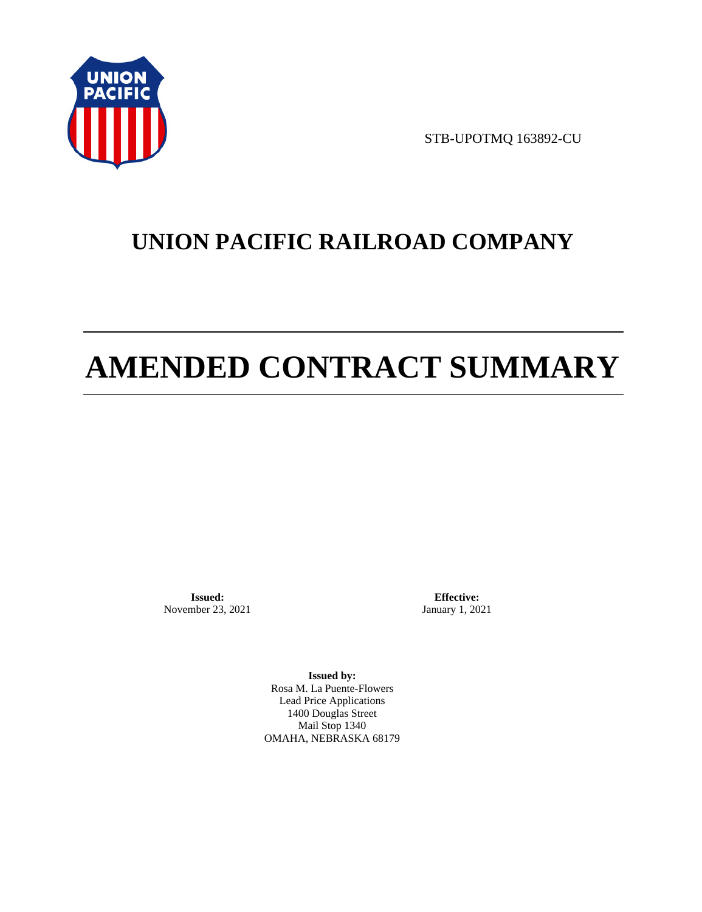STB-UPOTMQ 163892-CU

# UNION PACIFIC RAILROAD COMPANY

# AMENDED CONTRACT SUMMARY

**Issued:**
November 23, 2021

**Effective:**
January 1, 2021

**Issued by:**
Rosa M. La Puente-Flowers
Lead Price Applications
1400 Douglas Street
Mail Stop 1340
OMAHA, NEBRASKA 68179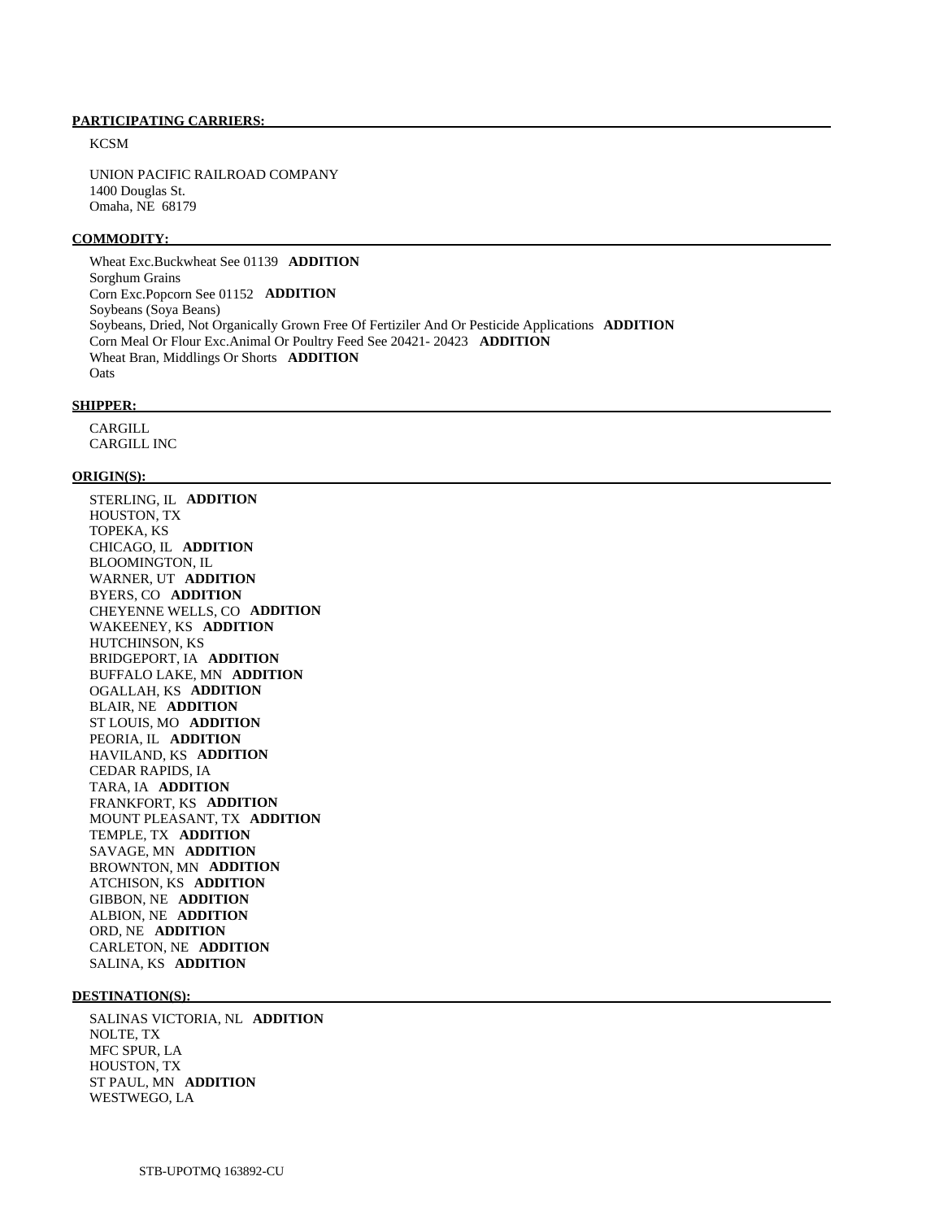**PARTICIPATING CARRIERS:**

KCSM

UNION PACIFIC RAILROAD COMPANY
1400 Douglas St.
Omaha, NE 68179

**COMMODITY:**

Wheat Exc.Buckwheat See 01139 **ADDITION**
Sorghum Grains
Corn Exc.Popcorn See 01152 **ADDITION**
Soybeans (Soya Beans)
Soybeans, Dried, Not Organically Grown Free Of Fertiziler And Or Pesticide Applications **ADDITION**
Corn Meal Or Flour Exc.Animal Or Poultry Feed See 20421- 20423 **ADDITION**
Wheat Bran, Middlings Or Shorts **ADDITION**
Oats

**SHIPPER:**

CARGILL
CARGILL INC

**ORIGIN(S):**

STERLING, IL **ADDITION**
HOUSTON, TX
TOPEKA, KS
CHICAGO, IL **ADDITION**
BLOOMINGTON, IL
WARNER, UT **ADDITION**
BYERS, CO **ADDITION**
CHEYENNE WELLS, CO **ADDITION**
WAKEENEY, KS **ADDITION**
HUTCHINSON, KS
BRIDGEPORT, IA **ADDITION**
BUFFALO LAKE, MN **ADDITION**
OGALLAH, KS **ADDITION**
BLAIR, NE **ADDITION**
ST LOUIS, MO **ADDITION**
PEORIA, IL **ADDITION**
HAVILAND, KS **ADDITION**
CEDAR RAPIDS, IA
TARA, IA **ADDITION**
FRANKFORT, KS **ADDITION**
MOUNT PLEASANT, TX **ADDITION**
TEMPLE, TX **ADDITION**
SAVAGE, MN **ADDITION**
BROWNTON, MN **ADDITION**
ATCHISON, KS **ADDITION**
GIBBON, NE **ADDITION**
ALBION, NE **ADDITION**
ORD, NE **ADDITION**
CARLETON, NE **ADDITION**
SALINA, KS **ADDITION**

**DESTINATION(S):**

SALINAS VICTORIA, NL **ADDITION**
NOLTE, TX
MFC SPUR, LA
HOUSTON, TX
ST PAUL, MN **ADDITION**
WESTWEGO, LA

STB-UPOTMQ 163892-CU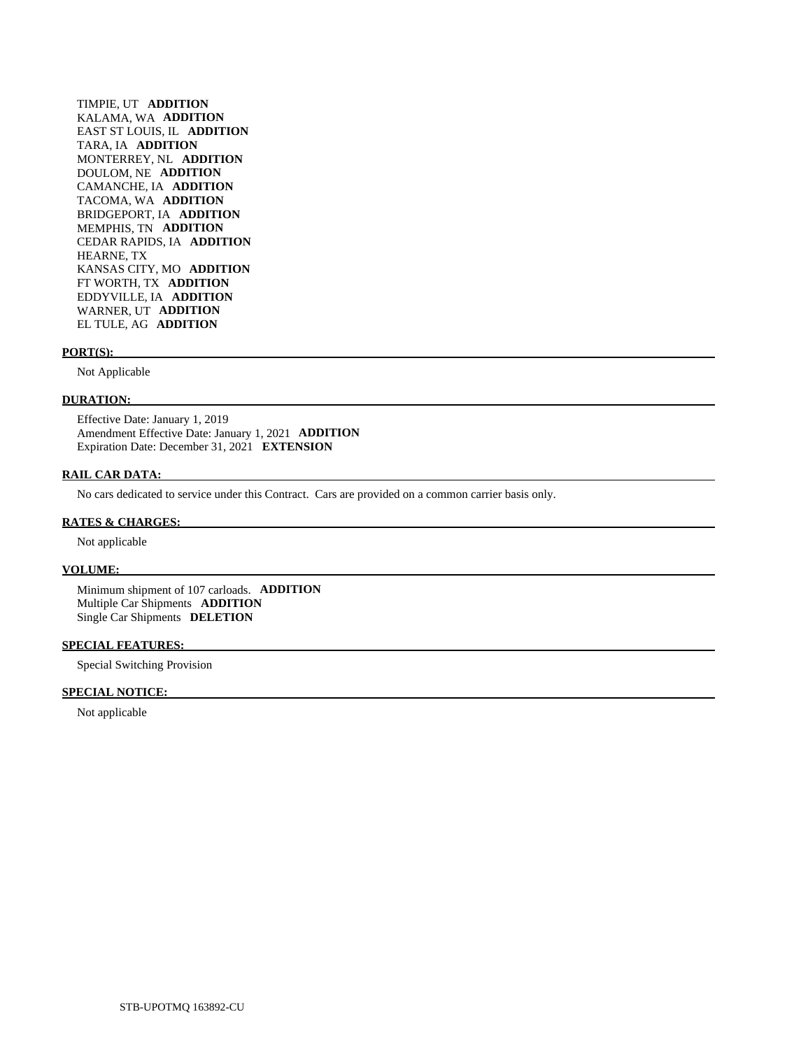TIMPIE, UT **ADDITION**
KALAMA, WA **ADDITION**
EAST ST LOUIS, IL **ADDITION**
TARA, IA **ADDITION**
MONTERREY, NL **ADDITION**
DOULOM, NE **ADDITION**
CAMANCHE, IA **ADDITION**
TACOMA, WA **ADDITION**
BRIDGEPORT, IA **ADDITION**
MEMPHIS, TN **ADDITION**
CEDAR RAPIDS, IA **ADDITION**
HEARNE, TX
KANSAS CITY, MO **ADDITION**
FT WORTH, TX **ADDITION**
EDDYVILLE, IA **ADDITION**
WARNER, UT **ADDITION**
EL TULE, AG **ADDITION**

**PORT(S):**

Not Applicable

**DURATION:**

Effective Date: January 1, 2019
Amendment Effective Date: January 1, 2021 **ADDITION**
Expiration Date: December 31, 2021 **EXTENSION**

**RAIL CAR DATA:**

No cars dedicated to service under this Contract. Cars are provided on a common carrier basis only.

**RATES & CHARGES:**

Not applicable

**VOLUME:**

Minimum shipment of 107 carloads. **ADDITION**
Multiple Car Shipments **ADDITION**
Single Car Shipments **DELETION**

**SPECIAL FEATURES:**

Special Switching Provision

**SPECIAL NOTICE:**

Not applicable

STB-UPOTMQ 163892-CU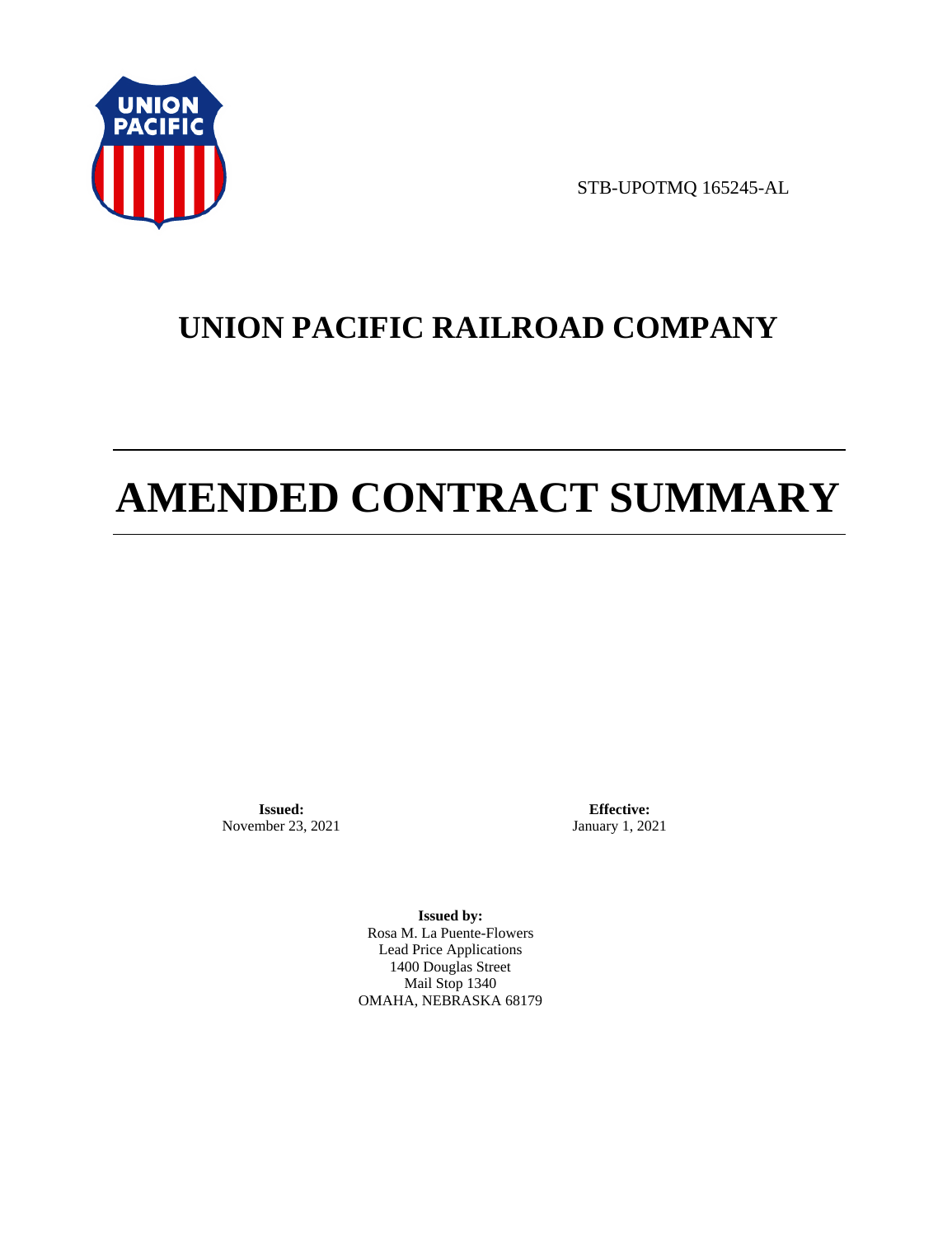STB-UPOTMQ 165245-AL

# UNION PACIFIC RAILROAD COMPANY

# AMENDED CONTRACT SUMMARY

**Issued:**
November 23, 2021

**Effective:**
January 1, 2021

**Issued by:**
Rosa M. La Puente-Flowers
Lead Price Applications
1400 Douglas Street
Mail Stop 1340
OMAHA, NEBRASKA 68179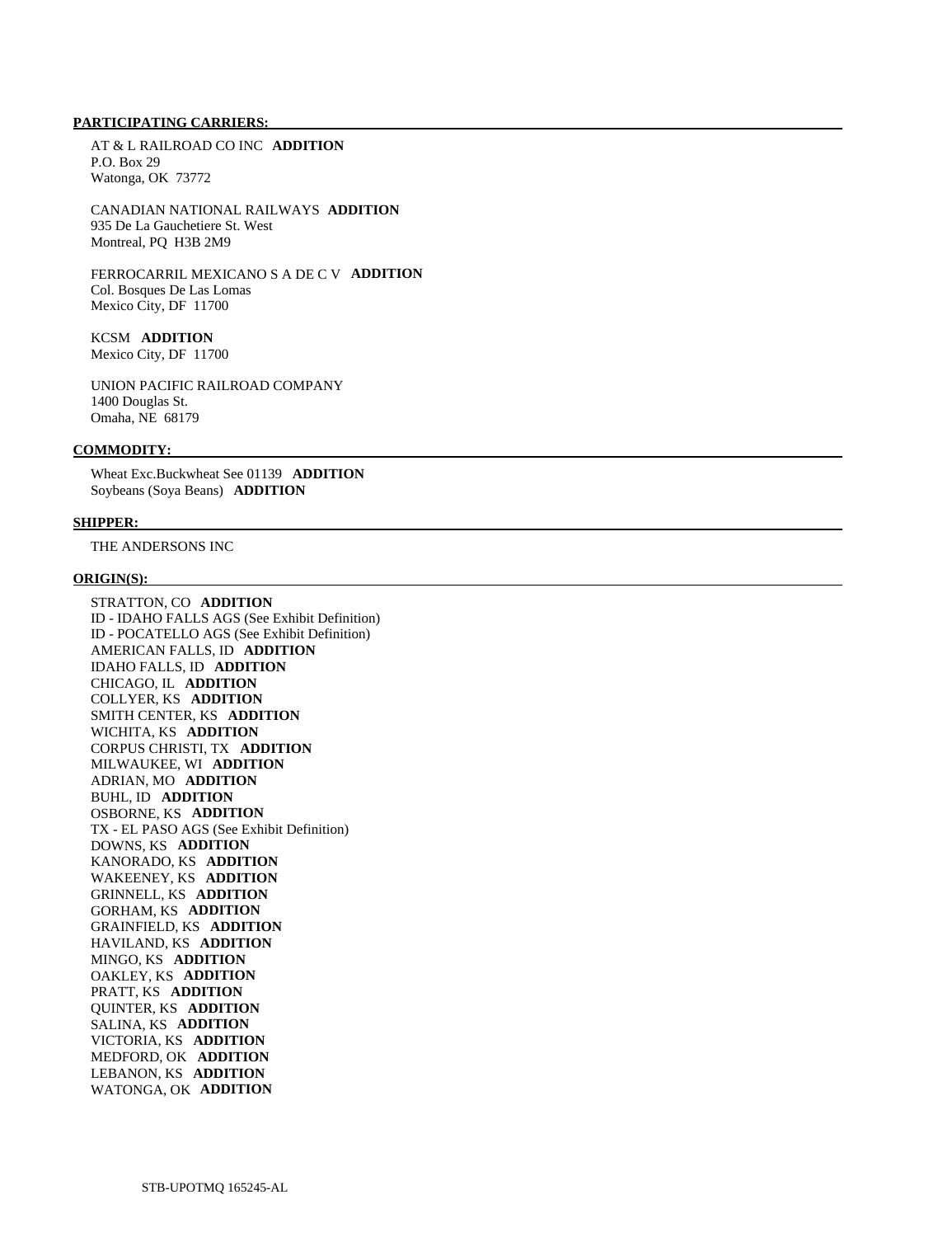**PARTICIPATING CARRIERS:**

AT & L RAILROAD CO INC **ADDITION**
P.O. Box 29
Watonga, OK 73772

CANADIAN NATIONAL RAILWAYS **ADDITION**
935 De La Gauchetiere St. West
Montreal, PQ H3B 2M9

FERROCARRIL MEXICANO S A DE C V **ADDITION**
Col. Bosques De Las Lomas
Mexico City, DF 11700

KCSM **ADDITION**
Mexico City, DF 11700

UNION PACIFIC RAILROAD COMPANY
1400 Douglas St.
Omaha, NE 68179

**COMMODITY:**

Wheat Exc.Buckwheat See 01139 **ADDITION**
Soybeans (Soya Beans) **ADDITION**

**SHIPPER:**

THE ANDERSONS INC

**ORIGIN(S):**

STRATTON, CO **ADDITION**
ID - IDAHO FALLS AGS (See Exhibit Definition)
ID - POCATELLO AGS (See Exhibit Definition)
AMERICAN FALLS, ID **ADDITION**
IDAHO FALLS, ID **ADDITION**
CHICAGO, IL **ADDITION**
COLLYER, KS **ADDITION**
SMITH CENTER, KS **ADDITION**
WICHITA, KS **ADDITION**
CORPUS CHRISTI, TX **ADDITION**
MILWAUKEE, WI **ADDITION**
ADRIAN, MO **ADDITION**
BUHL, ID **ADDITION**
OSBORNE, KS **ADDITION**
TX - EL PASO AGS (See Exhibit Definition)
DOWNS, KS **ADDITION**
KANORADO, KS **ADDITION**
WAKEENEY, KS **ADDITION**
GRINNELL, KS **ADDITION**
GORHAM, KS **ADDITION**
GRAINFIELD, KS **ADDITION**
HAVILAND, KS **ADDITION**
MINGO, KS **ADDITION**
OAKLEY, KS **ADDITION**
PRATT, KS **ADDITION**
QUINTER, KS **ADDITION**
SALINA, KS **ADDITION**
VICTORIA, KS **ADDITION**
MEDFORD, OK **ADDITION**
LEBANON, KS **ADDITION**
WATONGA, OK **ADDITION**

STB-UPOTMQ 165245-AL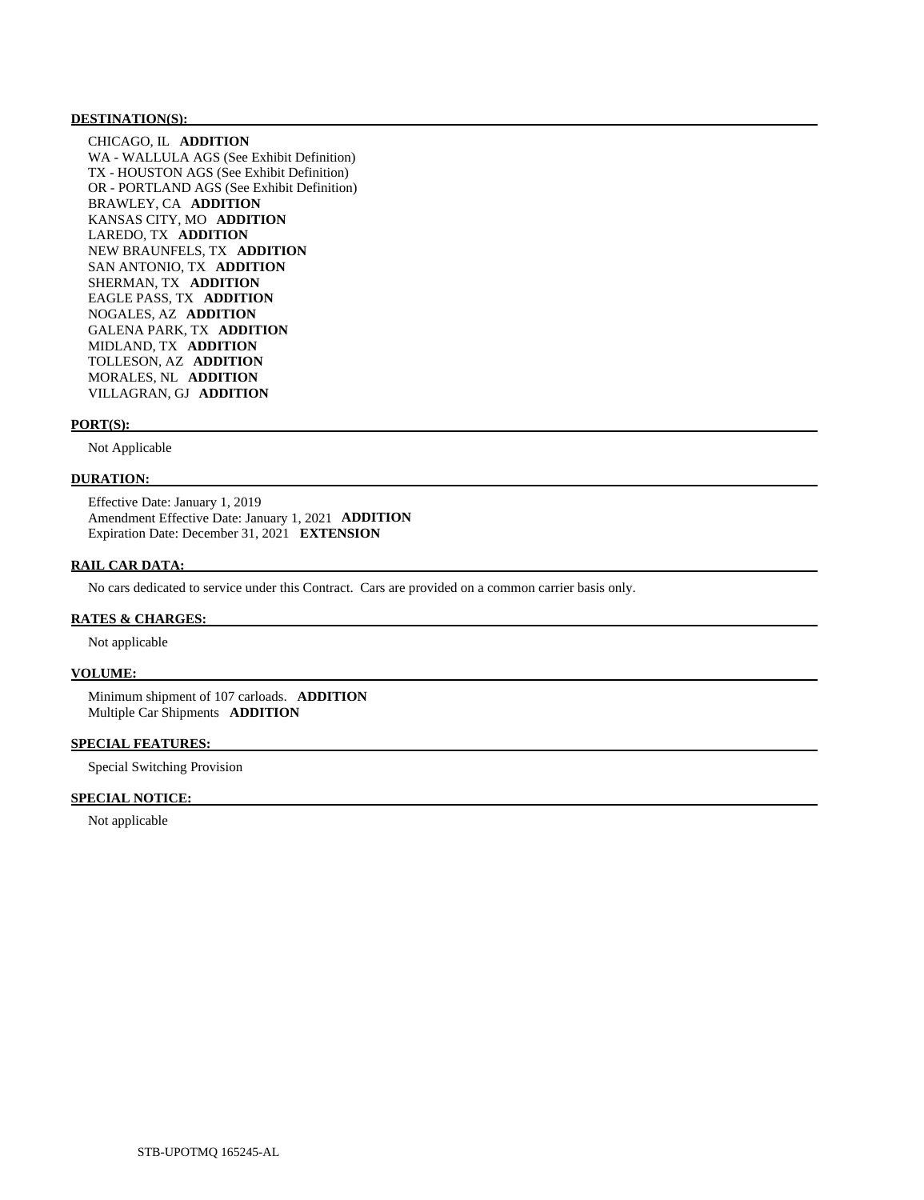**DESTINATION(S):**

CHICAGO, IL **ADDITION**
WA - WALLULA AGS (See Exhibit Definition)
TX - HOUSTON AGS (See Exhibit Definition)
OR - PORTLAND AGS (See Exhibit Definition)
BRAWLEY, CA **ADDITION**
KANSAS CITY, MO **ADDITION**
LAREDO, TX **ADDITION**
NEW BRAUNFELS, TX **ADDITION**
SAN ANTONIO, TX **ADDITION**
SHERMAN, TX **ADDITION**
EAGLE PASS, TX **ADDITION**
NOGALES, AZ **ADDITION**
GALENA PARK, TX **ADDITION**
MIDLAND, TX **ADDITION**
TOLLESON, AZ **ADDITION**
MORALES, NL **ADDITION**
VILLAGRAN, GJ **ADDITION**

**PORT(S):**

Not Applicable

**DURATION:**

Effective Date: January 1, 2019
Amendment Effective Date: January 1, 2021 **ADDITION**
Expiration Date: December 31, 2021 **EXTENSION**

**RAIL CAR DATA:**

No cars dedicated to service under this Contract. Cars are provided on a common carrier basis only.

**RATES & CHARGES:**

Not applicable

**VOLUME:**

Minimum shipment of 107 carloads. **ADDITION**
Multiple Car Shipments **ADDITION**

**SPECIAL FEATURES:**

Special Switching Provision

**SPECIAL NOTICE:**

Not applicable

STB-UPOTMQ 165245-AL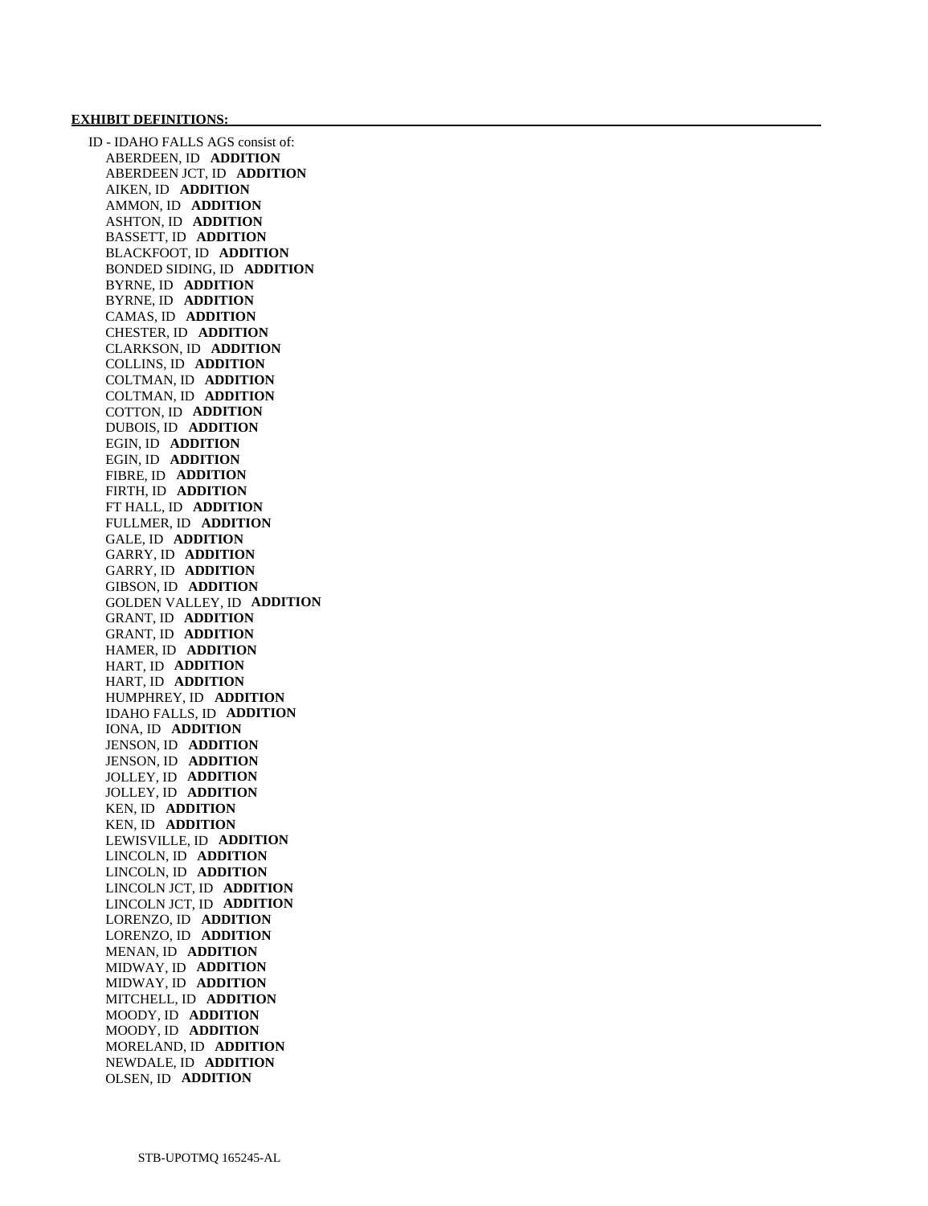**EXHIBIT DEFINITIONS:**

ID - IDAHO FALLS AGS consist of:

- ABERDEEN, ID **ADDITION**
- ABERDEEN JCT, ID **ADDITION**
- AIKEN, ID **ADDITION**
- AMMON, ID **ADDITION**
- ASHTON, ID **ADDITION**
- BASSETT, ID **ADDITION**
- BLACKFOOT, ID **ADDITION**
- BONDED SIDING, ID **ADDITION**
- BYRNE, ID **ADDITION**
- BYRNE, ID **ADDITION**
- CAMAS, ID **ADDITION**
- CHESTER, ID **ADDITION**
- CLARKSON, ID **ADDITION**
- COLLINS, ID **ADDITION**
- COLTMAN, ID **ADDITION**
- COLTMAN, ID **ADDITION**
- COTTON, ID **ADDITION**
- DUBOIS, ID **ADDITION**
- EGIN, ID **ADDITION**
- EGIN, ID **ADDITION**
- FIBRE, ID **ADDITION**
- FIRTH, ID **ADDITION**
- FT HALL, ID **ADDITION**
- FULLMER, ID **ADDITION**
- GALE, ID **ADDITION**
- GARRY, ID **ADDITION**
- GARRY, ID **ADDITION**
- GIBSON, ID **ADDITION**
- GOLDEN VALLEY, ID **ADDITION**
- GRANT, ID **ADDITION**
- GRANT, ID **ADDITION**
- HAMER, ID **ADDITION**
- HART, ID **ADDITION**
- HART, ID **ADDITION**
- HUMPHREY, ID **ADDITION**
- IDAHO FALLS, ID **ADDITION**
- IONA, ID **ADDITION**
- JENSON, ID **ADDITION**
- JENSON, ID **ADDITION**
- JOLLEY, ID **ADDITION**
- JOLLEY, ID **ADDITION**
- KEN, ID **ADDITION**
- KEN, ID **ADDITION**
- LEWISVILLE, ID **ADDITION**
- LINCOLN, ID **ADDITION**
- LINCOLN, ID **ADDITION**
- LINCOLN JCT, ID **ADDITION**
- LINCOLN JCT, ID **ADDITION**
- LORENZO, ID **ADDITION**
- LORENZO, ID **ADDITION**
- MENAN, ID **ADDITION**
- MIDWAY, ID **ADDITION**
- MIDWAY, ID **ADDITION**
- MITCHELL, ID **ADDITION**
- MOODY, ID **ADDITION**
- MOODY, ID **ADDITION**
- MORELAND, ID **ADDITION**
- NEWDALE, ID **ADDITION**
- OLSEN, ID **ADDITION**

STB-UPOTMQ 165245-AL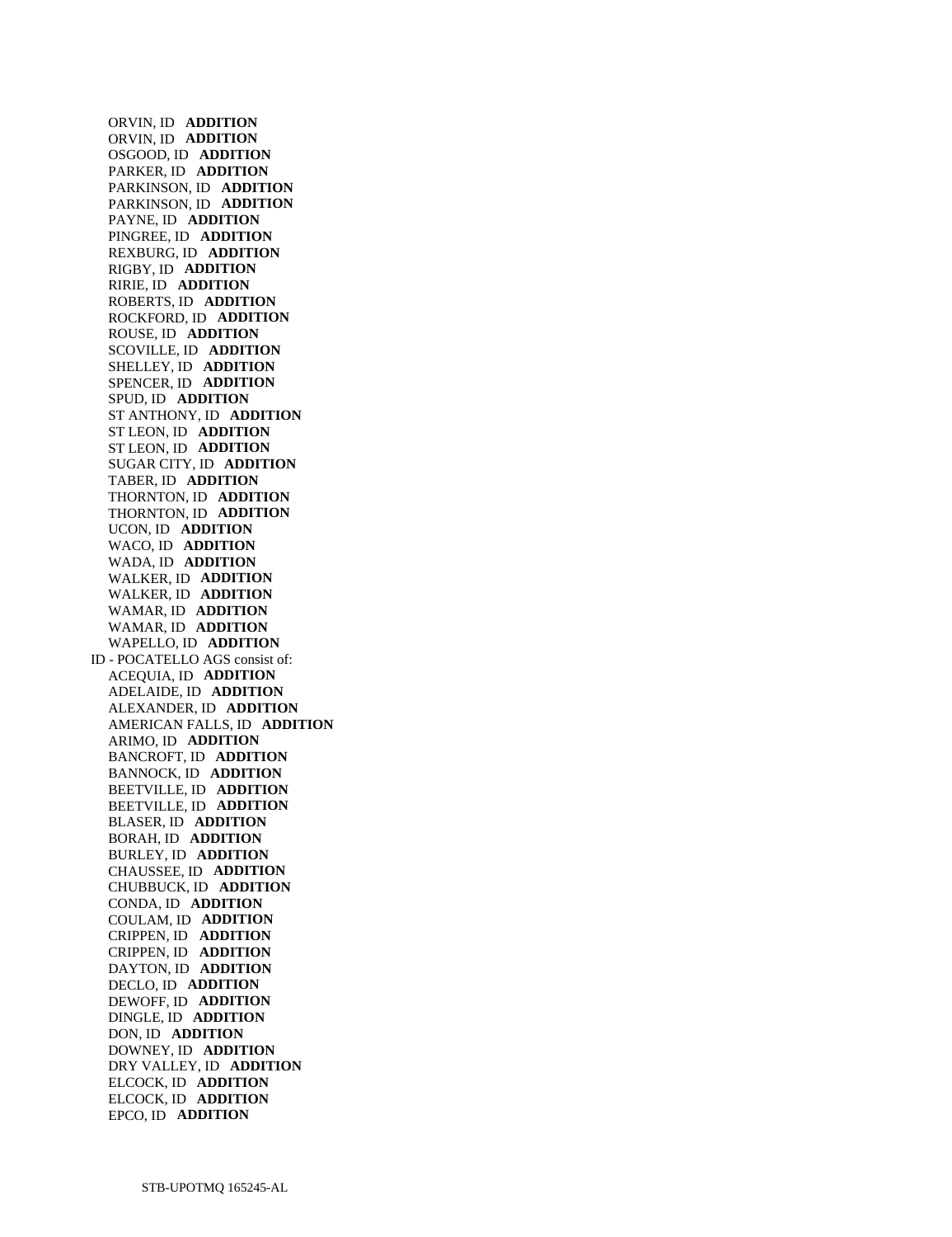ORVIN, ID **ADDITION**
ORVIN, ID **ADDITION**
OSGOOD, ID **ADDITION**
PARKER, ID **ADDITION**
PARKINSON, ID **ADDITION**
PARKINSON, ID **ADDITION**
PAYNE, ID **ADDITION**
PINGREE, ID **ADDITION**
REXBURG, ID **ADDITION**
RIGBY, ID **ADDITION**
RIRIE, ID **ADDITION**
ROBERTS, ID **ADDITION**
ROCKFORD, ID **ADDITION**
ROUSE, ID **ADDITION**
SCOVILLE, ID **ADDITION**
SHELLEY, ID **ADDITION**
SPENCER, ID **ADDITION**
SPUD, ID **ADDITION**
ST ANTHONY, ID **ADDITION**
ST LEON, ID **ADDITION**
ST LEON, ID **ADDITION**
SUGAR CITY, ID **ADDITION**
TABER, ID **ADDITION**
THORNTON, ID **ADDITION**
THORNTON, ID **ADDITION**
UCON, ID **ADDITION**
WACO, ID **ADDITION**
WADA, ID **ADDITION**
WALKER, ID **ADDITION**
WALKER, ID **ADDITION**
WAMAR, ID **ADDITION**
WAMAR, ID **ADDITION**
WAPELLO, ID **ADDITION**

ID - POCATELLO AGS consist of:

ACEQUIA, ID **ADDITION**
ADELAIDE, ID **ADDITION**
ALEXANDER, ID **ADDITION**
AMERICAN FALLS, ID **ADDITION**
ARIMO, ID **ADDITION**
BANCROFT, ID **ADDITION**
BANNOCK, ID **ADDITION**
BEETVILLE, ID **ADDITION**
BEETVILLE, ID **ADDITION**
BLASER, ID **ADDITION**
BORAH, ID **ADDITION**
BURLEY, ID **ADDITION**
CHAUSSEE, ID **ADDITION**
CHUBBUCK, ID **ADDITION**
CONDA, ID **ADDITION**
COULAM, ID **ADDITION**
CRIPPEN, ID **ADDITION**
CRIPPEN, ID **ADDITION**
DAYTON, ID **ADDITION**
DECLO, ID **ADDITION**
DEWOFF, ID **ADDITION**
DINGLE, ID **ADDITION**
DON, ID **ADDITION**
DOWNEY, ID **ADDITION**
DRY VALLEY, ID **ADDITION**
ELCOCK, ID **ADDITION**
ELCOCK, ID **ADDITION**
EPCO, ID **ADDITION**

STB-UPOTMQ 165245-AL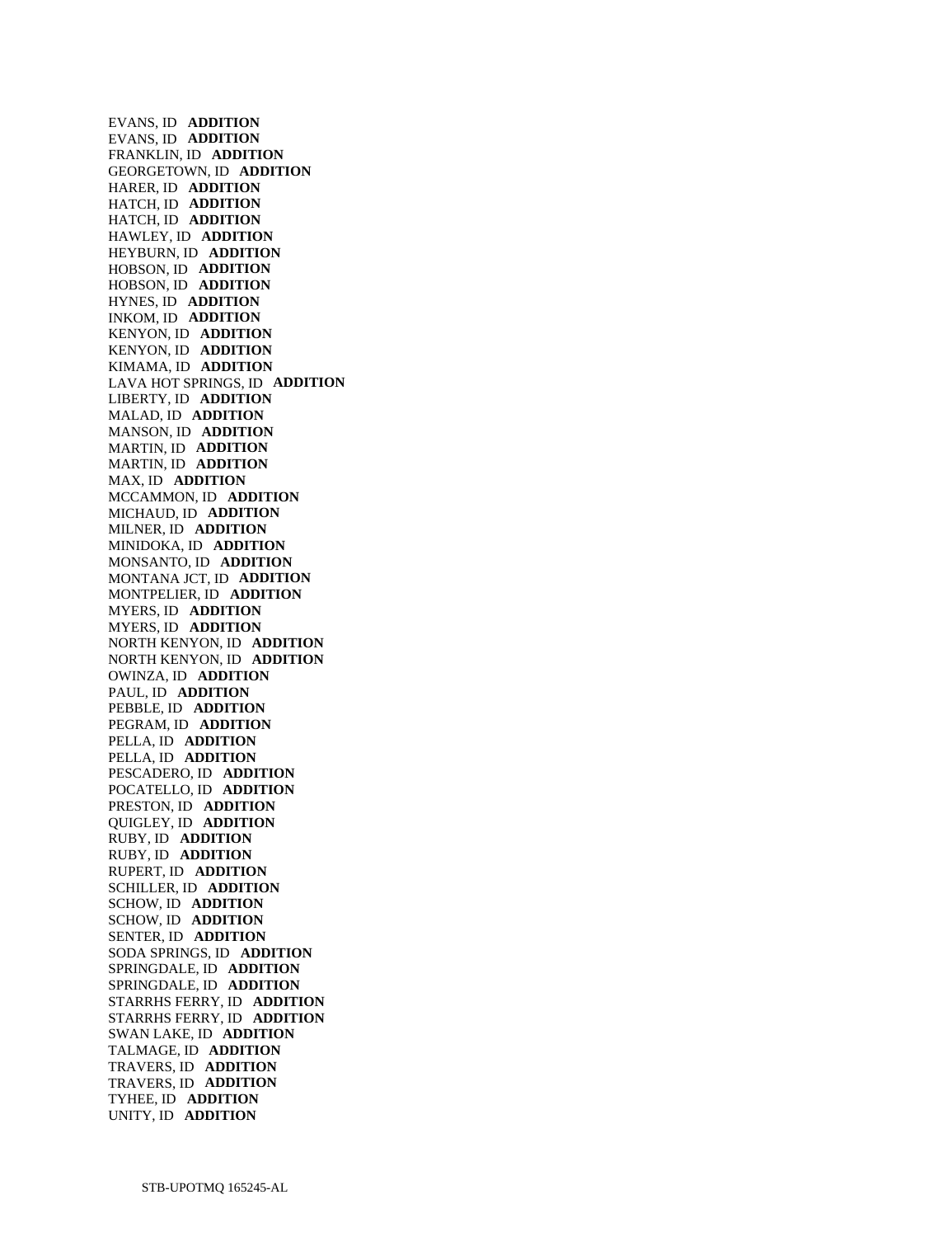EVANS, ID **ADDITION**
EVANS, ID **ADDITION**
FRANKLIN, ID **ADDITION**
GEORGETOWN, ID **ADDITION**
HARER, ID **ADDITION**
HATCH, ID **ADDITION**
HATCH, ID **ADDITION**
HAWLEY, ID **ADDITION**
HEYBURN, ID **ADDITION**
HOBSON, ID **ADDITION**
HOBSON, ID **ADDITION**
HYNES, ID **ADDITION**
INKOM, ID **ADDITION**
KENYON, ID **ADDITION**
KENYON, ID **ADDITION**
KIMAMA, ID **ADDITION**
LAVA HOT SPRINGS, ID **ADDITION**
LIBERTY, ID **ADDITION**
MALAD, ID **ADDITION**
MANSON, ID **ADDITION**
MARTIN, ID **ADDITION**
MARTIN, ID **ADDITION**
MAX, ID **ADDITION**
MCCAMMON, ID **ADDITION**
MICHAUD, ID **ADDITION**
MILNER, ID **ADDITION**
MINIDOKA, ID **ADDITION**
MONSANTO, ID **ADDITION**
MONTANA JCT, ID **ADDITION**
MONTPELIER, ID **ADDITION**
MYERS, ID **ADDITION**
MYERS, ID **ADDITION**
NORTH KENYON, ID **ADDITION**
NORTH KENYON, ID **ADDITION**
OWINZA, ID **ADDITION**
PAUL, ID **ADDITION**
PEBBLE, ID **ADDITION**
PEGRAM, ID **ADDITION**
PELLA, ID **ADDITION**
PELLA, ID **ADDITION**
PESCADERO, ID **ADDITION**
POCATELLO, ID **ADDITION**
PRESTON, ID **ADDITION**
QUIGLEY, ID **ADDITION**
RUBY, ID **ADDITION**
RUBY, ID **ADDITION**
RUPERT, ID **ADDITION**
SCHILLER, ID **ADDITION**
SCHOW, ID **ADDITION**
SCHOW, ID **ADDITION**
SENTER, ID **ADDITION**
SODA SPRINGS, ID **ADDITION**
SPRINGDALE, ID **ADDITION**
SPRINGDALE, ID **ADDITION**
STARRHS FERRY, ID **ADDITION**
STARRHS FERRY, ID **ADDITION**
SWAN LAKE, ID **ADDITION**
TALMAGE, ID **ADDITION**
TRAVERS, ID **ADDITION**
TRAVERS, ID **ADDITION**
TYHEE, ID **ADDITION**
UNITY, ID **ADDITION**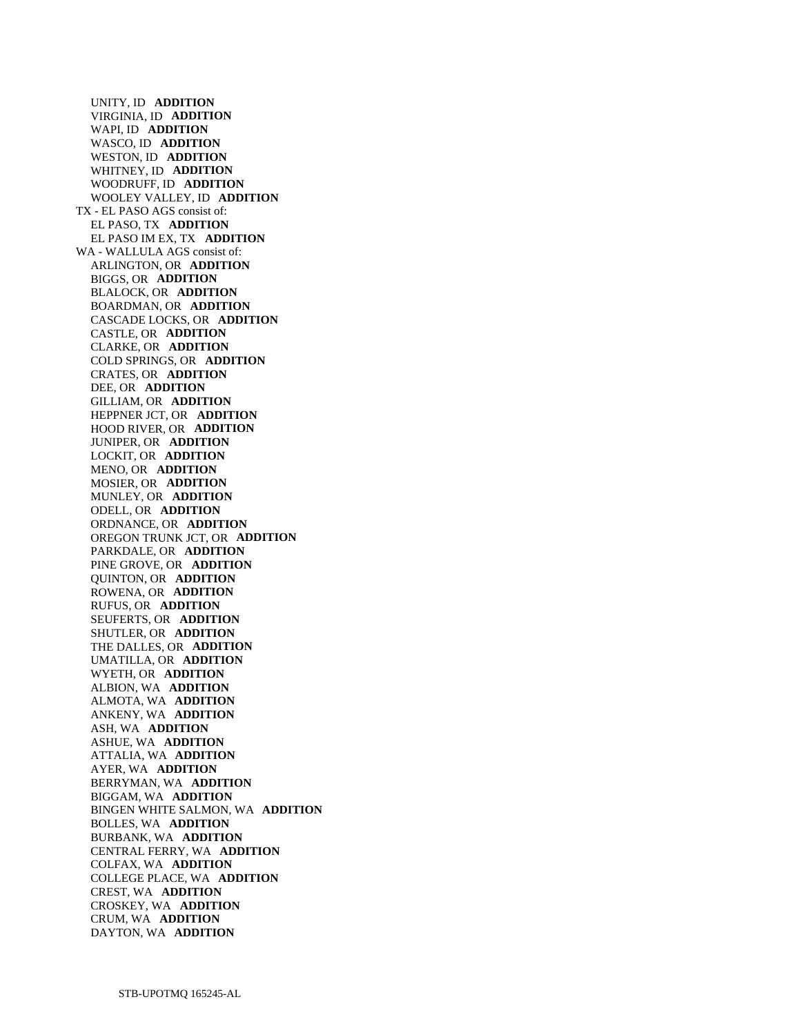UNITY, ID **ADDITION**
VIRGINIA, ID **ADDITION**
WAPI, ID **ADDITION**
WASCO, ID **ADDITION**
WESTON, ID **ADDITION**
WHITNEY, ID **ADDITION**
WOODRUFF, ID **ADDITION**
WOOLEY VALLEY, ID **ADDITION**

TX - EL PASO AGS consist of:
EL PASO, TX **ADDITION**
EL PASO IM EX, TX **ADDITION**

WA - WALLULA AGS consist of:
ARLINGTON, OR **ADDITION**
BIGGS, OR **ADDITION**
BLALOCK, OR **ADDITION**
BOARDMAN, OR **ADDITION**
CASCADE LOCKS, OR **ADDITION**
CASTLE, OR **ADDITION**
CLARKE, OR **ADDITION**
COLD SPRINGS, OR **ADDITION**
CRATES, OR **ADDITION**
DEE, OR **ADDITION**
GILLIAM, OR **ADDITION**
HEPPNER JCT, OR **ADDITION**
HOOD RIVER, OR **ADDITION**
JUNIPER, OR **ADDITION**
LOCKIT, OR **ADDITION**
MENO, OR **ADDITION**
MOSIER, OR **ADDITION**
MUNLEY, OR **ADDITION**
ODELL, OR **ADDITION**
ORDNANCE, OR **ADDITION**
OREGON TRUNK JCT, OR **ADDITION**
PARKDALE, OR **ADDITION**
PINE GROVE, OR **ADDITION**
QUINTON, OR **ADDITION**
ROWENA, OR **ADDITION**
RUFUS, OR **ADDITION**
SEUFERTS, OR **ADDITION**
SHUTLER, OR **ADDITION**
THE DALLES, OR **ADDITION**
UMATILLA, OR **ADDITION**
WYETH, OR **ADDITION**
ALBION, WA **ADDITION**
ALMOTA, WA **ADDITION**
ANKENY, WA **ADDITION**
ASH, WA **ADDITION**
ASHUE, WA **ADDITION**
ATTALIA, WA **ADDITION**
AYER, WA **ADDITION**
BERRYMAN, WA **ADDITION**
BIGGAM, WA **ADDITION**
BINGEN WHITE SALMON, WA **ADDITION**
BOLLES, WA **ADDITION**
BURBANK, WA **ADDITION**
CENTRAL FERRY, WA **ADDITION**
COLFAX, WA **ADDITION**
COLLEGE PLACE, WA **ADDITION**
CREST, WA **ADDITION**
CROSKEY, WA **ADDITION**
CRUM, WA **ADDITION**
DAYTON, WA **ADDITION**

STB-UPOTMQ 165245-AL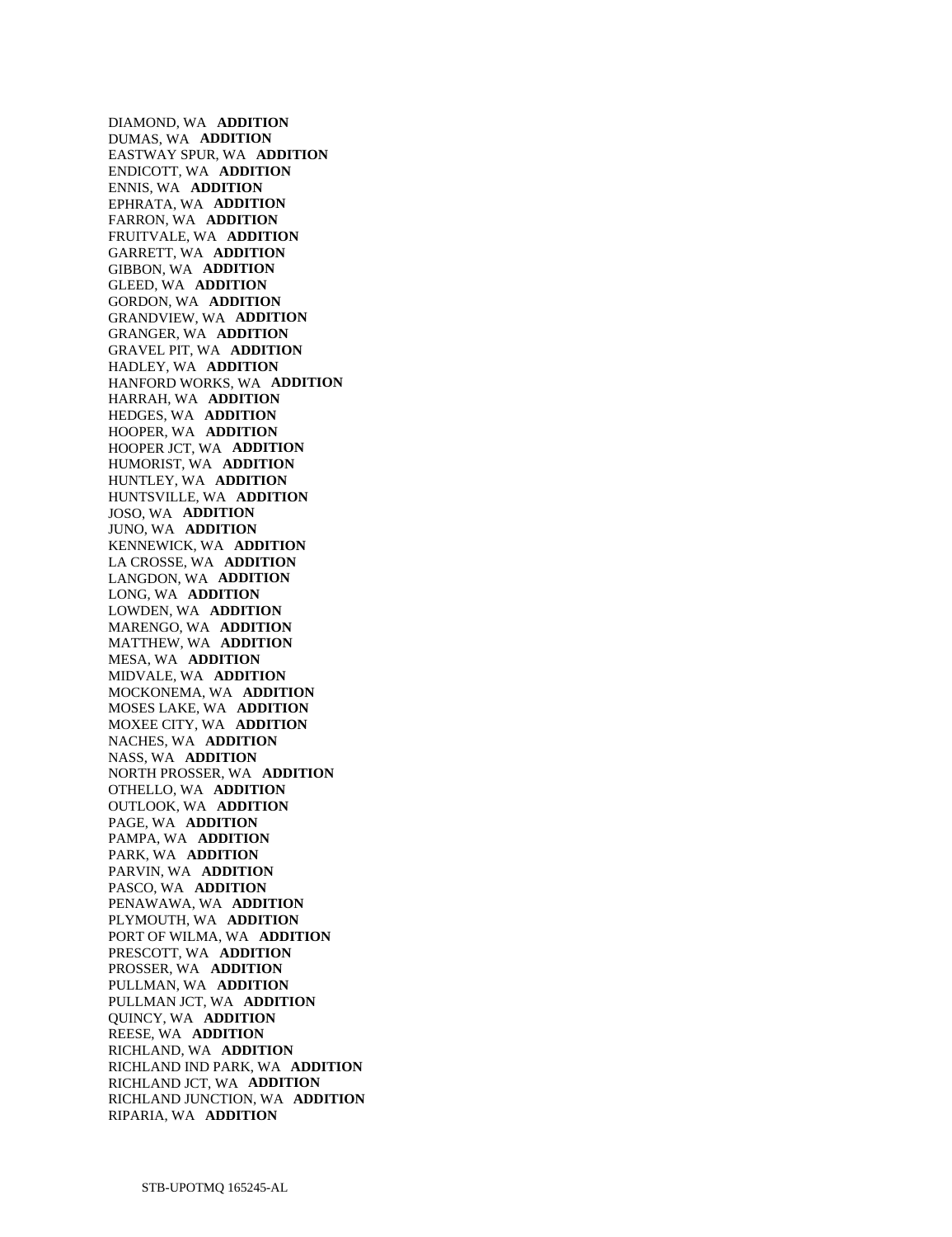DIAMOND, WA **ADDITION**
DUMAS, WA **ADDITION**
EASTWAY SPUR, WA **ADDITION**
ENDICOTT, WA **ADDITION**
ENNIS, WA **ADDITION**
EPHRATA, WA **ADDITION**
FARRON, WA **ADDITION**
FRUITVALE, WA **ADDITION**
GARRETT, WA **ADDITION**
GIBBON, WA **ADDITION**
GLEED, WA **ADDITION**
GORDON, WA **ADDITION**
GRANDVIEW, WA **ADDITION**
GRANGER, WA **ADDITION**
GRAVEL PIT, WA **ADDITION**
HADLEY, WA **ADDITION**
HANFORD WORKS, WA **ADDITION**
HARRAH, WA **ADDITION**
HEDGES, WA **ADDITION**
HOOPER, WA **ADDITION**
HOOPER JCT, WA **ADDITION**
HUMORIST, WA **ADDITION**
HUNTLEY, WA **ADDITION**
HUNTSVILLE, WA **ADDITION**
JOSO, WA **ADDITION**
JUNO, WA **ADDITION**
KENNEWICK, WA **ADDITION**
LA CROSSE, WA **ADDITION**
LANGDON, WA **ADDITION**
LONG, WA **ADDITION**
LOWDEN, WA **ADDITION**
MARENGO, WA **ADDITION**
MATTHEW, WA **ADDITION**
MESA, WA **ADDITION**
MIDVALE, WA **ADDITION**
MOCKONEMA, WA **ADDITION**
MOSES LAKE, WA **ADDITION**
MOXEE CITY, WA **ADDITION**
NACHES, WA **ADDITION**
NASS, WA **ADDITION**
NORTH PROSSER, WA **ADDITION**
OTHELLO, WA **ADDITION**
OUTLOOK, WA **ADDITION**
PAGE, WA **ADDITION**
PAMPA, WA **ADDITION**
PARK, WA **ADDITION**
PARVIN, WA **ADDITION**
PASCO, WA **ADDITION**
PENAWAWA, WA **ADDITION**
PLYMOUTH, WA **ADDITION**
PORT OF WILMA, WA **ADDITION**
PRESCOTT, WA **ADDITION**
PROSSER, WA **ADDITION**
PULLMAN, WA **ADDITION**
PULLMAN JCT, WA **ADDITION**
QUINCY, WA **ADDITION**
REESE, WA **ADDITION**
RICHLAND, WA **ADDITION**
RICHLAND IND PARK, WA **ADDITION**
RICHLAND JCT, WA **ADDITION**
RICHLAND JUNCTION, WA **ADDITION**
RIPARIA, WA **ADDITION**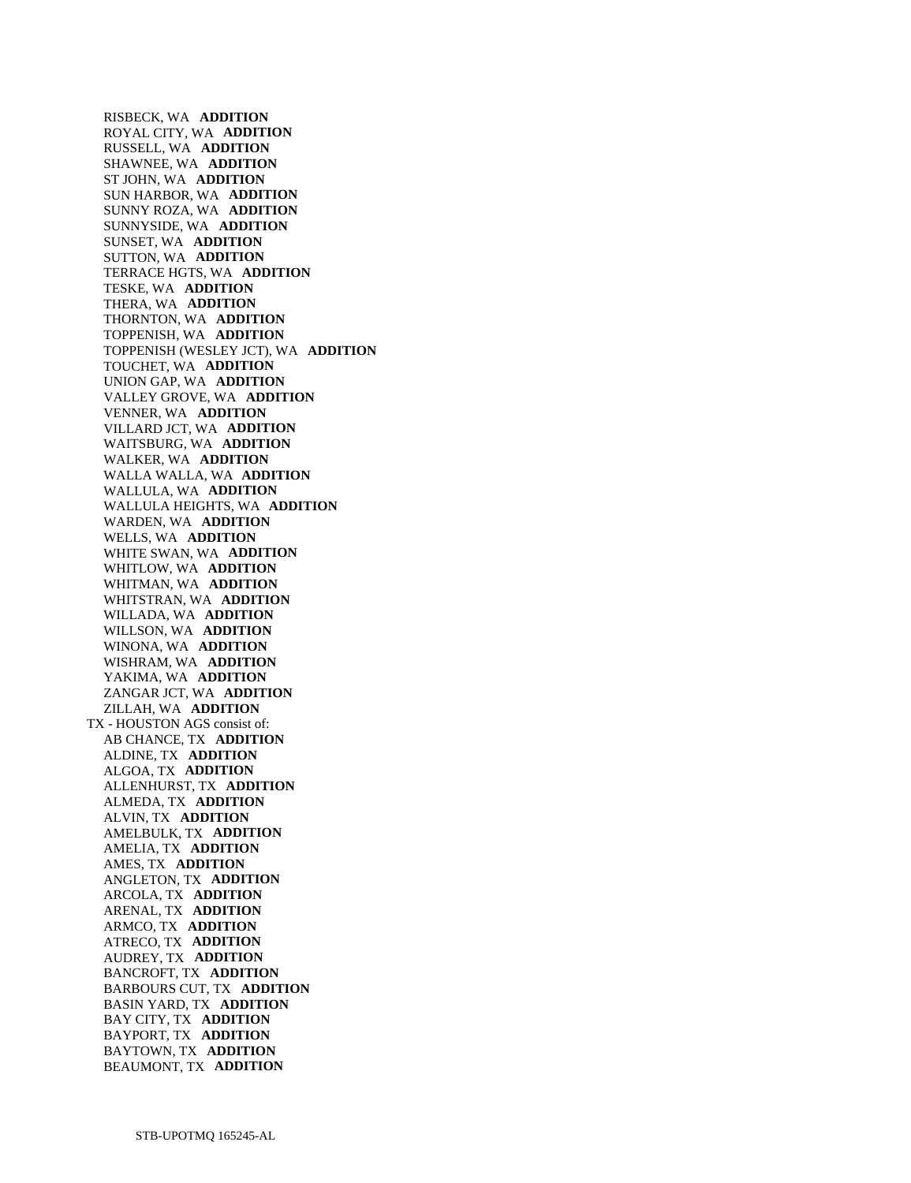RISBECK, WA **ADDITION**
ROYAL CITY, WA **ADDITION**
RUSSELL, WA **ADDITION**
SHAWNEE, WA **ADDITION**
ST JOHN, WA **ADDITION**
SUN HARBOR, WA **ADDITION**
SUNNY ROZA, WA **ADDITION**
SUNNYSIDE, WA **ADDITION**
SUNSET, WA **ADDITION**
SUTTON, WA **ADDITION**
TERRACE HGTS, WA **ADDITION**
TESKE, WA **ADDITION**
THERA, WA **ADDITION**
THORNTON, WA **ADDITION**
TOPPENISH, WA **ADDITION**
TOPPENISH (WESLEY JCT), WA **ADDITION**
TOUCHET, WA **ADDITION**
UNION GAP, WA **ADDITION**
VALLEY GROVE, WA **ADDITION**
VENNER, WA **ADDITION**
VILLARD JCT, WA **ADDITION**
WAITSBURG, WA **ADDITION**
WALKER, WA **ADDITION**
WALLA WALLA, WA **ADDITION**
WALLULA, WA **ADDITION**
WALLULA HEIGHTS, WA **ADDITION**
WARDEN, WA **ADDITION**
WELLS, WA **ADDITION**
WHITE SWAN, WA **ADDITION**
WHITLOW, WA **ADDITION**
WHITMAN, WA **ADDITION**
WHITSTRAN, WA **ADDITION**
WILLADA, WA **ADDITION**
WILLSON, WA **ADDITION**
WINONA, WA **ADDITION**
WISHRAM, WA **ADDITION**
YAKIMA, WA **ADDITION**
ZANGAR JCT, WA **ADDITION**
ZILLAH, WA **ADDITION**

TX - HOUSTON AGS consist of:

AB CHANCE, TX **ADDITION**
ALDINE, TX **ADDITION**
ALGOA, TX **ADDITION**
ALLENHURST, TX **ADDITION**
ALMEDA, TX **ADDITION**
ALVIN, TX **ADDITION**
AMELBULK, TX **ADDITION**
AMELIA, TX **ADDITION**
AMES, TX **ADDITION**
ANGLETON, TX **ADDITION**
ARCOLA, TX **ADDITION**
ARENAL, TX **ADDITION**
ARMCO, TX **ADDITION**
ATRECO, TX **ADDITION**
AUDREY, TX **ADDITION**
BANCROFT, TX **ADDITION**
BARBOURS CUT, TX **ADDITION**
BASIN YARD, TX **ADDITION**
BAY CITY, TX **ADDITION**
BAYPORT, TX **ADDITION**
BAYTOWN, TX **ADDITION**
BEAUMONT, TX **ADDITION**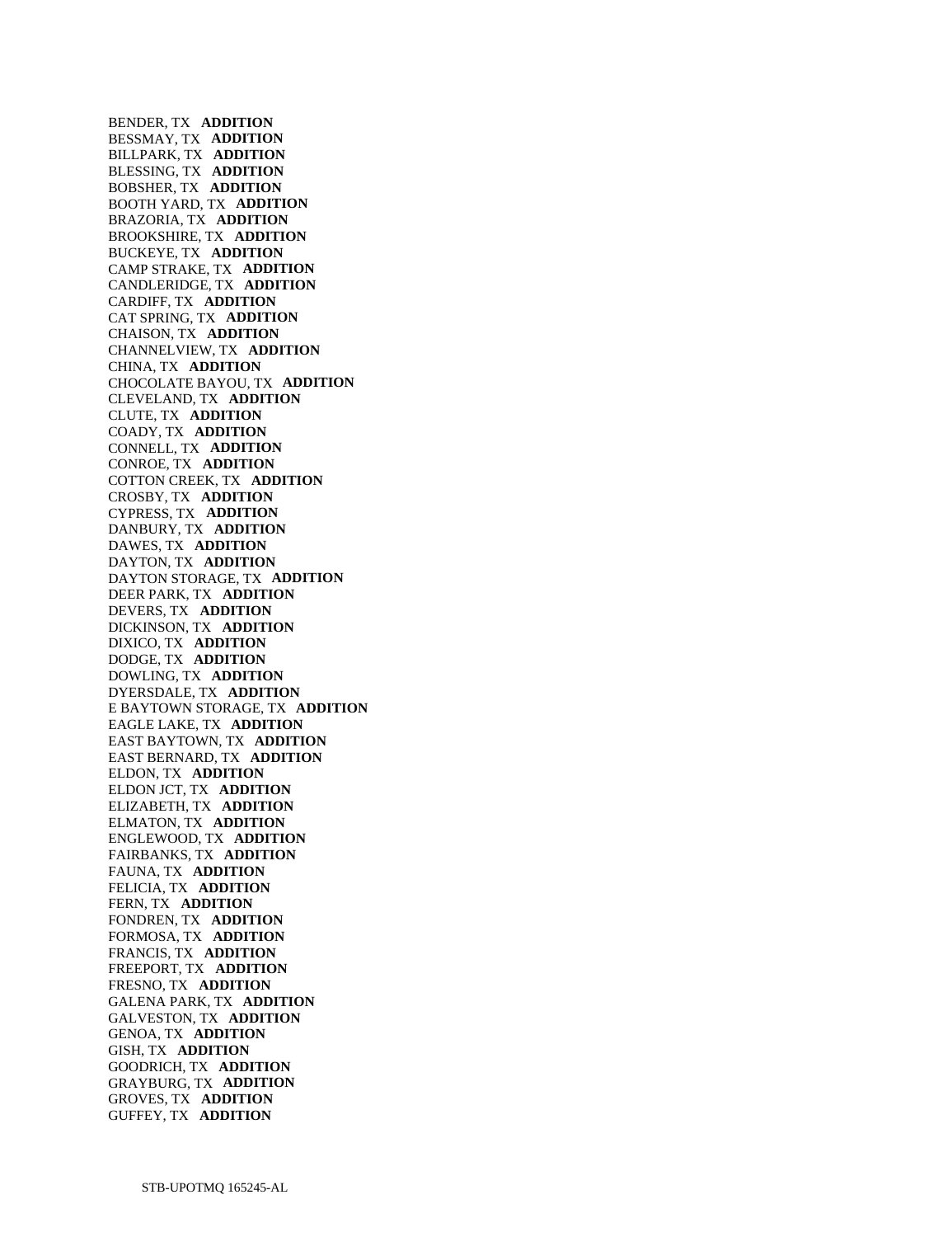BENDER, TX **ADDITION**
BESSMAY, TX **ADDITION**
BILLPARK, TX **ADDITION**
BLESSING, TX **ADDITION**
BOBSHER, TX **ADDITION**
BOOTH YARD, TX **ADDITION**
BRAZORIA, TX **ADDITION**
BROOKSHIRE, TX **ADDITION**
BUCKEYE, TX **ADDITION**
CAMP STRAKE, TX **ADDITION**
CANDLERIDGE, TX **ADDITION**
CARDIFF, TX **ADDITION**
CAT SPRING, TX **ADDITION**
CHAISON, TX **ADDITION**
CHANNELVIEW, TX **ADDITION**
CHINA, TX **ADDITION**
CHOCOLATE BAYOU, TX **ADDITION**
CLEVELAND, TX **ADDITION**
CLUTE, TX **ADDITION**
COADY, TX **ADDITION**
CONNELL, TX **ADDITION**
CONROE, TX **ADDITION**
COTTON CREEK, TX **ADDITION**
CROSBY, TX **ADDITION**
CYPRESS, TX **ADDITION**
DANBURY, TX **ADDITION**
DAWES, TX **ADDITION**
DAYTON, TX **ADDITION**
DAYTON STORAGE, TX **ADDITION**
DEER PARK, TX **ADDITION**
DEVERS, TX **ADDITION**
DICKINSON, TX **ADDITION**
DIXICO, TX **ADDITION**
DODGE, TX **ADDITION**
DOWLING, TX **ADDITION**
DYERSDALE, TX **ADDITION**
E BAYTOWN STORAGE, TX **ADDITION**
EAGLE LAKE, TX **ADDITION**
EAST BAYTOWN, TX **ADDITION**
EAST BERNARD, TX **ADDITION**
ELDON, TX **ADDITION**
ELDON JCT, TX **ADDITION**
ELIZABETH, TX **ADDITION**
ELMATON, TX **ADDITION**
ENGLEWOOD, TX **ADDITION**
FAIRBANKS, TX **ADDITION**
FAUNA, TX **ADDITION**
FELICIA, TX **ADDITION**
FERN, TX **ADDITION**
FONDREN, TX **ADDITION**
FORMOSA, TX **ADDITION**
FRANCIS, TX **ADDITION**
FREEPORT, TX **ADDITION**
FRESNO, TX **ADDITION**
GALENA PARK, TX **ADDITION**
GALVESTON, TX **ADDITION**
GENOA, TX **ADDITION**
GISH, TX **ADDITION**
GOODRICH, TX **ADDITION**
GRAYBURG, TX **ADDITION**
GROVES, TX **ADDITION**
GUFFEY, TX **ADDITION**

STB-UPOTMQ 165245-AL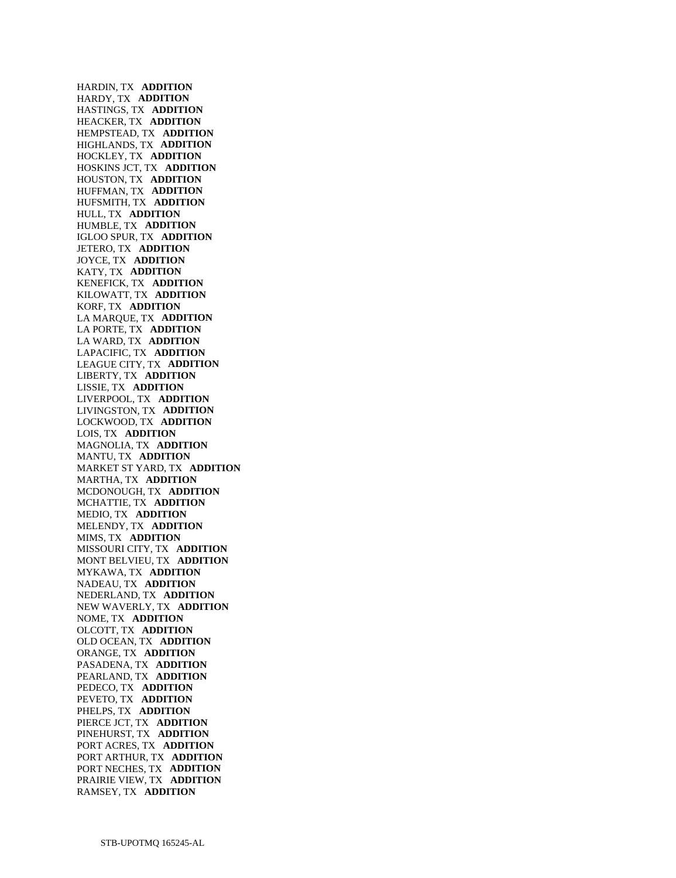HARDIN, TX **ADDITION**
HARDY, TX **ADDITION**
HASTINGS, TX **ADDITION**
HEACKER, TX **ADDITION**
HEMPSTEAD, TX **ADDITION**
HIGHLANDS, TX **ADDITION**
HOCKLEY, TX **ADDITION**
HOSKINS JCT, TX **ADDITION**
HOUSTON, TX **ADDITION**
HUFFMAN, TX **ADDITION**
HUFSMITH, TX **ADDITION**
HULL, TX **ADDITION**
HUMBLE, TX **ADDITION**
IGLOO SPUR, TX **ADDITION**
JETERO, TX **ADDITION**
JOYCE, TX **ADDITION**
KATY, TX **ADDITION**
KENEFICK, TX **ADDITION**
KILOWATT, TX **ADDITION**
KORF, TX **ADDITION**
LA MARQUE, TX **ADDITION**
LA PORTE, TX **ADDITION**
LA WARD, TX **ADDITION**
LAPACIFIC, TX **ADDITION**
LEAGUE CITY, TX **ADDITION**
LIBERTY, TX **ADDITION**
LISSIE, TX **ADDITION**
LIVERPOOL, TX **ADDITION**
LIVINGSTON, TX **ADDITION**
LOCKWOOD, TX **ADDITION**
LOIS, TX **ADDITION**
MAGNOLIA, TX **ADDITION**
MANTU, TX **ADDITION**
MARKET ST YARD, TX **ADDITION**
MARTHA, TX **ADDITION**
MCDONOUGH, TX **ADDITION**
MCHATTIE, TX **ADDITION**
MEDIO, TX **ADDITION**
MELENDY, TX **ADDITION**
MIMS, TX **ADDITION**
MISSOURI CITY, TX **ADDITION**
MONT BELVIEU, TX **ADDITION**
MYKAWA, TX **ADDITION**
NADEAU, TX **ADDITION**
NEDERLAND, TX **ADDITION**
NEW WAVERLY, TX **ADDITION**
NOME, TX **ADDITION**
OLCOTT, TX **ADDITION**
OLD OCEAN, TX **ADDITION**
ORANGE, TX **ADDITION**
PASADENA, TX **ADDITION**
PEARLAND, TX **ADDITION**
PEDECO, TX **ADDITION**
PEVETO, TX **ADDITION**
PHELPS, TX **ADDITION**
PIERCE JCT, TX **ADDITION**
PINEHURST, TX **ADDITION**
PORT ACRES, TX **ADDITION**
PORT ARTHUR, TX **ADDITION**
PORT NECHES, TX **ADDITION**
PRAIRIE VIEW, TX **ADDITION**
RAMSEY, TX **ADDITION**

STB-UPOTMQ 165245-AL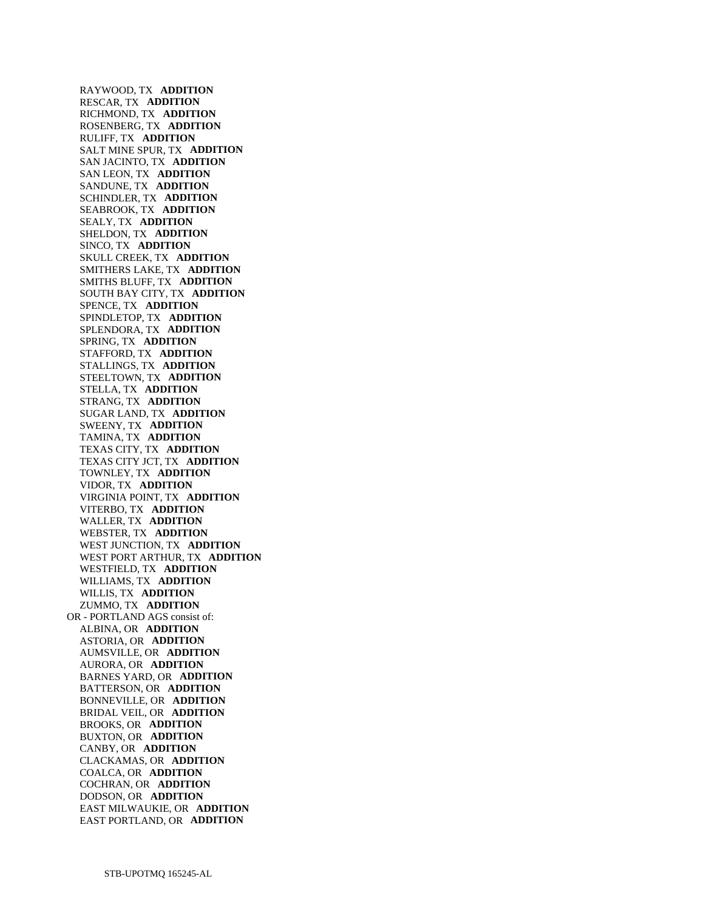RAYWOOD, TX **ADDITION**
RESCAR, TX **ADDITION**
RICHMOND, TX **ADDITION**
ROSENBERG, TX **ADDITION**
RULIFF, TX **ADDITION**
SALT MINE SPUR, TX **ADDITION**
SAN JACINTO, TX **ADDITION**
SAN LEON, TX **ADDITION**
SANDUNE, TX **ADDITION**
SCHINDLER, TX **ADDITION**
SEABROOK, TX **ADDITION**
SEALY, TX **ADDITION**
SHELDON, TX **ADDITION**
SINCO, TX **ADDITION**
SKULL CREEK, TX **ADDITION**
SMITHERS LAKE, TX **ADDITION**
SMITHS BLUFF, TX **ADDITION**
SOUTH BAY CITY, TX **ADDITION**
SPENCE, TX **ADDITION**
SPINDLETOP, TX **ADDITION**
SPLENDORA, TX **ADDITION**
SPRING, TX **ADDITION**
STAFFORD, TX **ADDITION**
STALLINGS, TX **ADDITION**
STEELTOWN, TX **ADDITION**
STELLA, TX **ADDITION**
STRANG, TX **ADDITION**
SUGAR LAND, TX **ADDITION**
SWEENY, TX **ADDITION**
TAMINA, TX **ADDITION**
TEXAS CITY, TX **ADDITION**
TEXAS CITY JCT, TX **ADDITION**
TOWNLEY, TX **ADDITION**
VIDOR, TX **ADDITION**
VIRGINIA POINT, TX **ADDITION**
VITERBO, TX **ADDITION**
WALLER, TX **ADDITION**
WEBSTER, TX **ADDITION**
WEST JUNCTION, TX **ADDITION**
WEST PORT ARTHUR, TX **ADDITION**
WESTFIELD, TX **ADDITION**
WILLIAMS, TX **ADDITION**
WILLIS, TX **ADDITION**
ZUMMO, TX **ADDITION**

OR - PORTLAND AGS consist of:
ALBINA, OR **ADDITION**
ASTORIA, OR **ADDITION**
AUMSVILLE, OR **ADDITION**
AURORA, OR **ADDITION**
BARNES YARD, OR **ADDITION**
BATTERSON, OR **ADDITION**
BONNEVILLE, OR **ADDITION**
BRIDAL VEIL, OR **ADDITION**
BROOKS, OR **ADDITION**
BUXTON, OR **ADDITION**
CANBY, OR **ADDITION**
CLACKAMAS, OR **ADDITION**
COALCA, OR **ADDITION**
COCHRAN, OR **ADDITION**
DODSON, OR **ADDITION**
EAST MILWAUKIE, OR **ADDITION**
EAST PORTLAND, OR **ADDITION**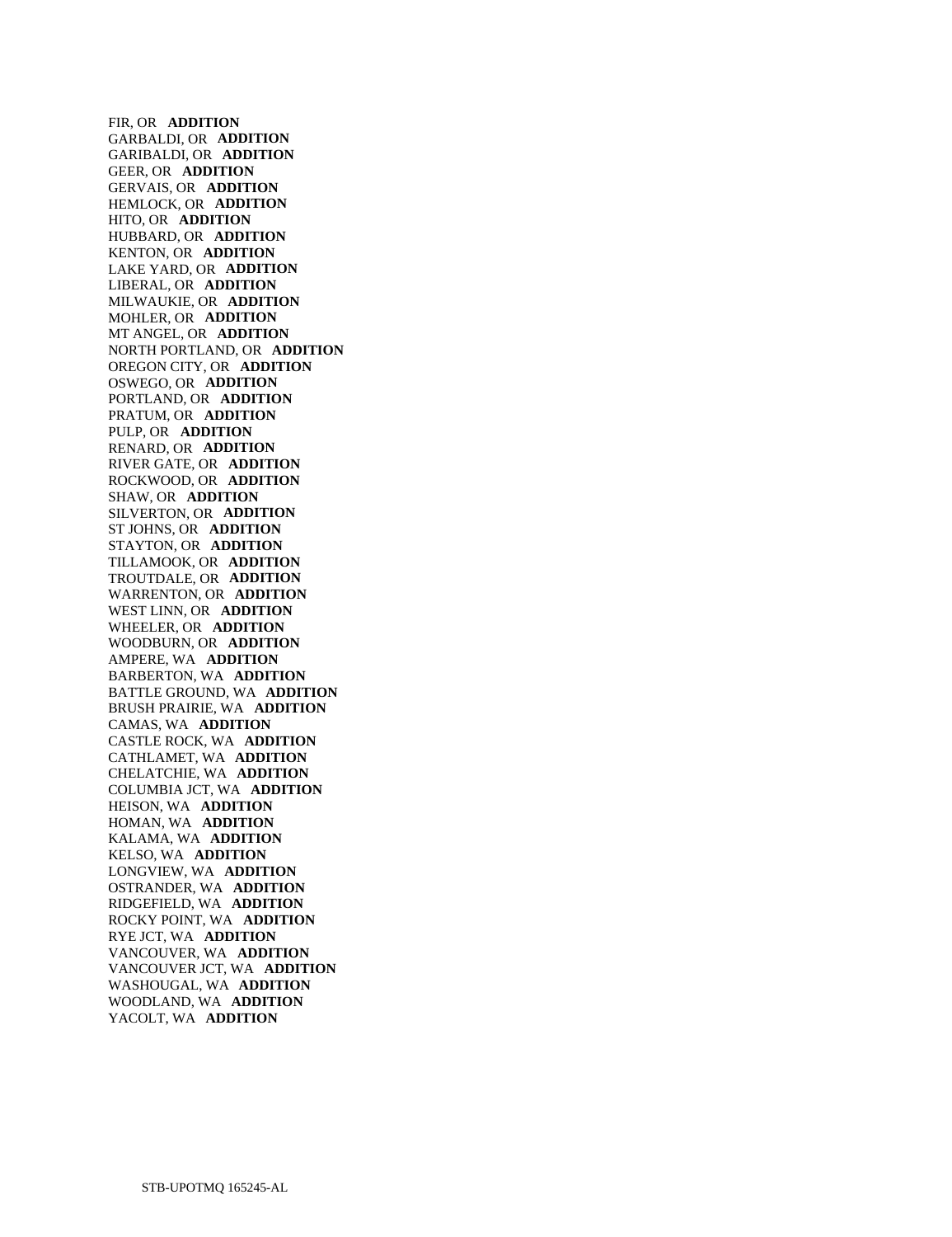FIR, OR **ADDITION**
GARBALDI, OR **ADDITION**
GARIBALDI, OR **ADDITION**
GEER, OR **ADDITION**
GERVAIS, OR **ADDITION**
HEMLOCK, OR **ADDITION**
HITO, OR **ADDITION**
HUBBARD, OR **ADDITION**
KENTON, OR **ADDITION**
LAKE YARD, OR **ADDITION**
LIBERAL, OR **ADDITION**
MILWAUKIE, OR **ADDITION**
MOHLER, OR **ADDITION**
MT ANGEL, OR **ADDITION**
NORTH PORTLAND, OR **ADDITION**
OREGON CITY, OR **ADDITION**
OSWEGO, OR **ADDITION**
PORTLAND, OR **ADDITION**
PRATUM, OR **ADDITION**
PULP, OR **ADDITION**
RENARD, OR **ADDITION**
RIVER GATE, OR **ADDITION**
ROCKWOOD, OR **ADDITION**
SHAW, OR **ADDITION**
SILVERTON, OR **ADDITION**
ST JOHNS, OR **ADDITION**
STAYTON, OR **ADDITION**
TILLAMOOK, OR **ADDITION**
TROUTDALE, OR **ADDITION**
WARRENTON, OR **ADDITION**
WEST LINN, OR **ADDITION**
WHEELER, OR **ADDITION**
WOODBURN, OR **ADDITION**
AMPERE, WA **ADDITION**
BARBERTON, WA **ADDITION**
BATTLE GROUND, WA **ADDITION**
BRUSH PRAIRIE, WA **ADDITION**
CAMAS, WA **ADDITION**
CASTLE ROCK, WA **ADDITION**
CATHLAMET, WA **ADDITION**
CHELATCHIE, WA **ADDITION**
COLUMBIA JCT, WA **ADDITION**
HEISON, WA **ADDITION**
HOMAN, WA **ADDITION**
KALAMA, WA **ADDITION**
KELSO, WA **ADDITION**
LONGVIEW, WA **ADDITION**
OSTRANDER, WA **ADDITION**
RIDGEFIELD, WA **ADDITION**
ROCKY POINT, WA **ADDITION**
RYE JCT, WA **ADDITION**
VANCOUVER, WA **ADDITION**
VANCOUVER JCT, WA **ADDITION**
WASHOUGAL, WA **ADDITION**
WOODLAND, WA **ADDITION**
YACOLT, WA **ADDITION**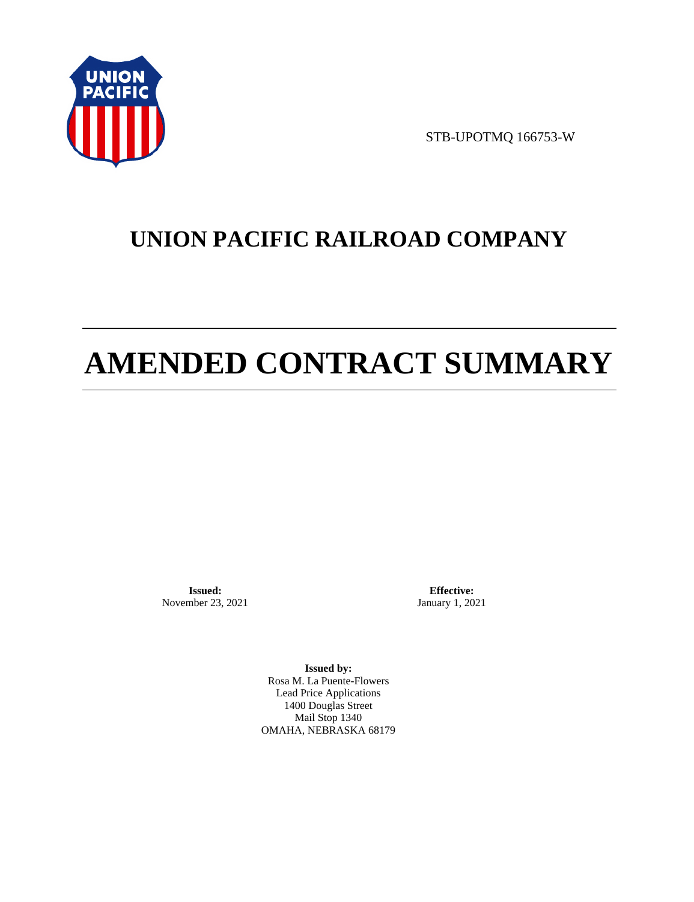STB-UPOTMQ 166753-W

# UNION PACIFIC RAILROAD COMPANY

# AMENDED CONTRACT SUMMARY

**Issued:**
November 23, 2021

**Effective:**
January 1, 2021

**Issued by:**
Rosa M. La Puente-Flowers
Lead Price Applications
1400 Douglas Street
Mail Stop 1340
OMAHA, NEBRASKA 68179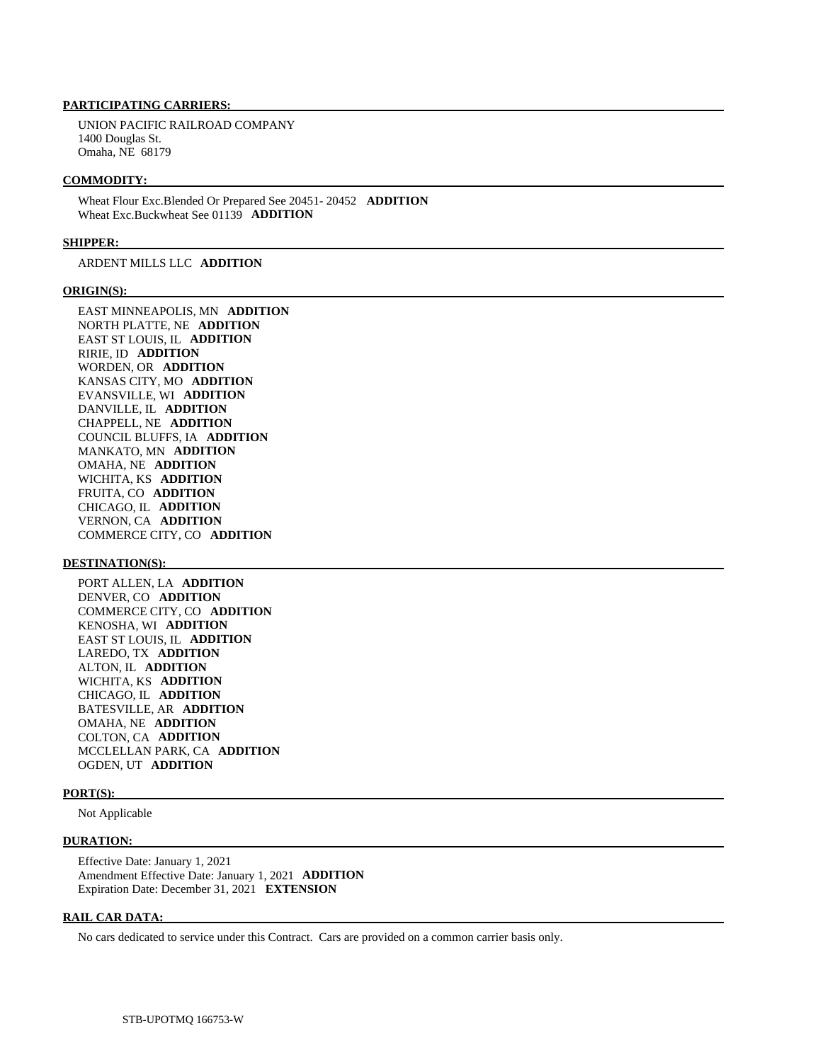**PARTICIPATING CARRIERS:**

UNION PACIFIC RAILROAD COMPANY
1400 Douglas St.
Omaha, NE 68179

**COMMODITY:**

Wheat Flour Exc.Blended Or Prepared See 20451- 20452 **ADDITION**
Wheat Exc.Buckwheat See 01139 **ADDITION**

**SHIPPER:**

ARDENT MILLS LLC **ADDITION**

**ORIGIN(S):**

EAST MINNEAPOLIS, MN **ADDITION**
NORTH PLATTE, NE **ADDITION**
EAST ST LOUIS, IL **ADDITION**
RIRIE, ID **ADDITION**
WORDEN, OR **ADDITION**
KANSAS CITY, MO **ADDITION**
EVANSVILLE, WI **ADDITION**
DANVILLE, IL **ADDITION**
CHAPPELL, NE **ADDITION**
COUNCIL BLUFFS, IA **ADDITION**
MANKATO, MN **ADDITION**
OMAHA, NE **ADDITION**
WICHITA, KS **ADDITION**
FRUITA, CO **ADDITION**
CHICAGO, IL **ADDITION**
VERNON, CA **ADDITION**
COMMERCE CITY, CO **ADDITION**

**DESTINATION(S):**

PORT ALLEN, LA **ADDITION**
DENVER, CO **ADDITION**
COMMERCE CITY, CO **ADDITION**
KENOSHA, WI **ADDITION**
EAST ST LOUIS, IL **ADDITION**
LAREDO, TX **ADDITION**
ALTON, IL **ADDITION**
WICHITA, KS **ADDITION**
CHICAGO, IL **ADDITION**
BATESVILLE, AR **ADDITION**
OMAHA, NE **ADDITION**
COLTON, CA **ADDITION**
MCCLELLAN PARK, CA **ADDITION**
OGDEN, UT **ADDITION**

**PORT(S):**

Not Applicable

**DURATION:**

Effective Date: January 1, 2021
Amendment Effective Date: January 1, 2021 **ADDITION**
Expiration Date: December 31, 2021 **EXTENSION**

**RAIL CAR DATA:**

No cars dedicated to service under this Contract. Cars are provided on a common carrier basis only.

STB-UPOTMQ 166753-W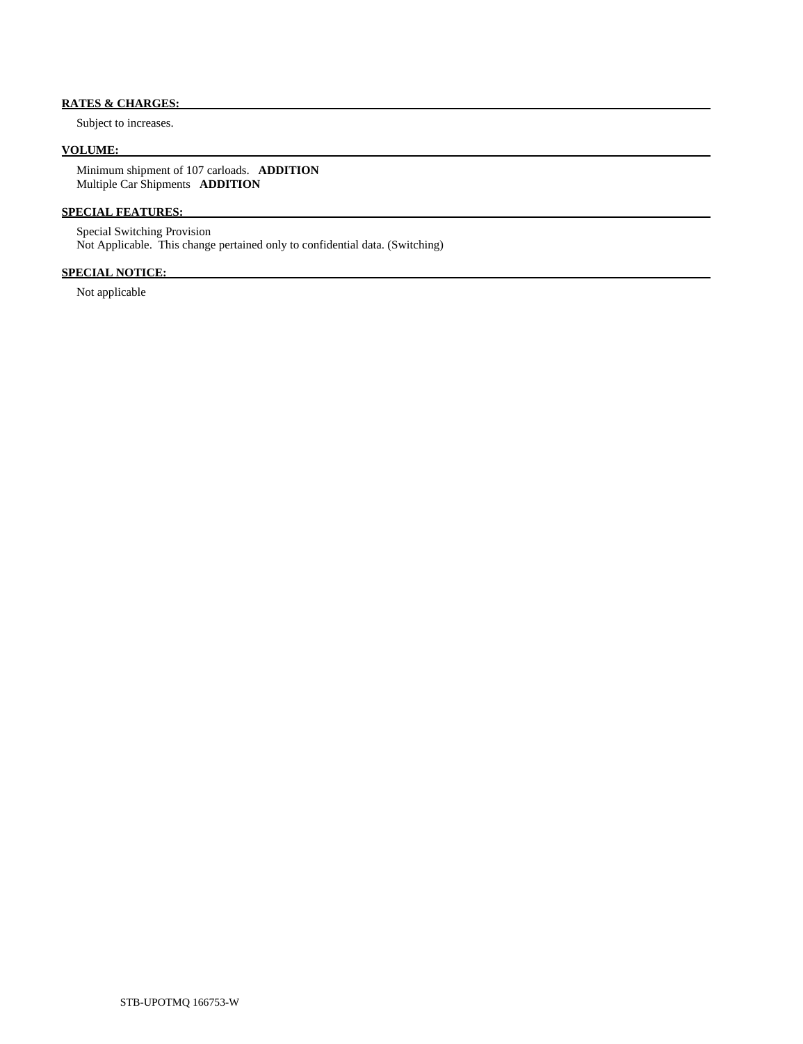**RATES & CHARGES:**

Subject to increases.

**VOLUME:**

Minimum shipment of 107 carloads. **ADDITION**
Multiple Car Shipments **ADDITION**

**SPECIAL FEATURES:**

Special Switching Provision
Not Applicable. This change pertained only to confidential data. (Switching)

**SPECIAL NOTICE:**

Not applicable

STB-UPOTMQ 166753-W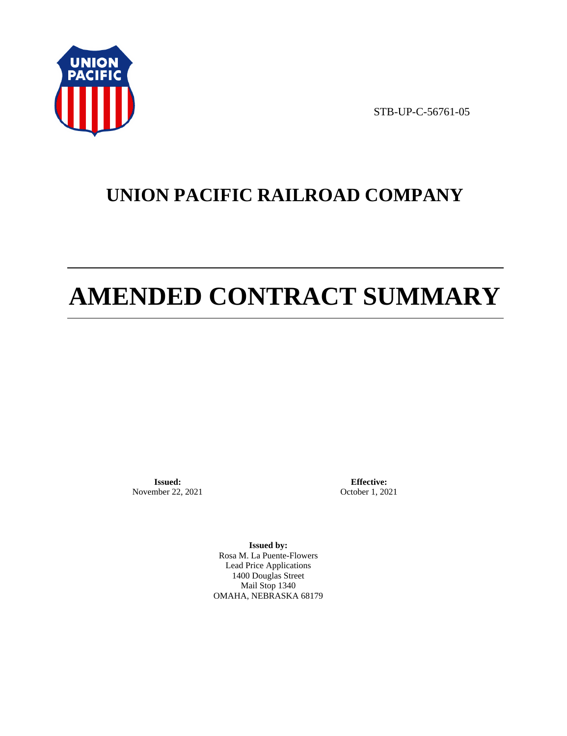STB-UP-C-56761-05

# UNION PACIFIC RAILROAD COMPANY

# AMENDED CONTRACT SUMMARY

**Issued:**
November 22, 2021

**Effective:**
October 1, 2021

**Issued by:**
Rosa M. La Puente-Flowers
Lead Price Applications
1400 Douglas Street
Mail Stop 1340
OMAHA, NEBRASKA 68179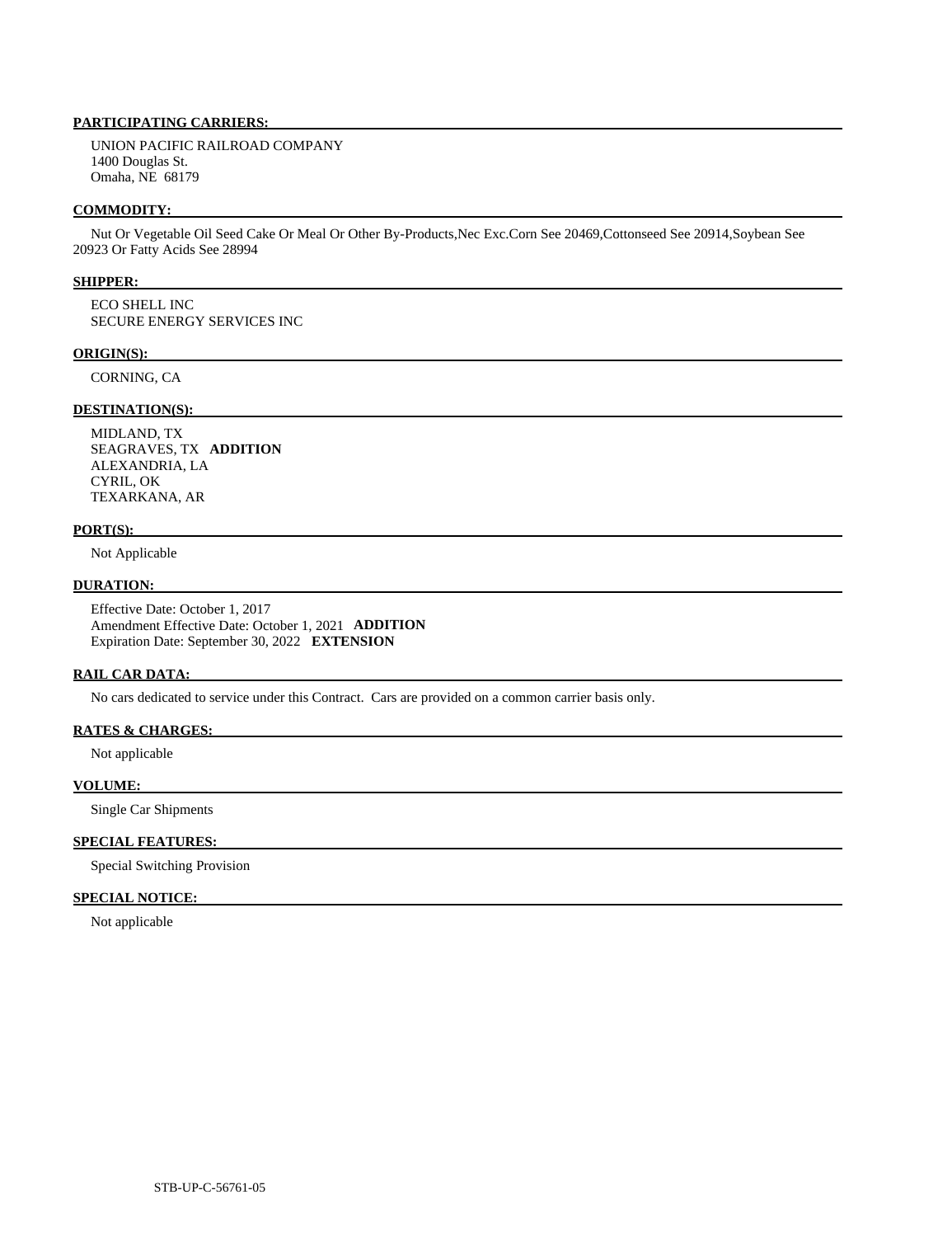**PARTICIPATING CARRIERS:**

UNION PACIFIC RAILROAD COMPANY
1400 Douglas St.
Omaha, NE 68179

**COMMODITY:**

Nut Or Vegetable Oil Seed Cake Or Meal Or Other By-Products,Nec Exc.Corn See 20469,Cottonseed See 20914,Soybean See 20923 Or Fatty Acids See 28994

**SHIPPER:**

ECO SHELL INC
SECURE ENERGY SERVICES INC

**ORIGIN(S):**

CORNING, CA

**DESTINATION(S):**

MIDLAND, TX
SEAGRAVES, TX **ADDITION**
ALEXANDRIA, LA
CYRIL, OK
TEXARKANA, AR

**PORT(S):**

Not Applicable

**DURATION:**

Effective Date: October 1, 2017
Amendment Effective Date: October 1, 2021 **ADDITION**
Expiration Date: September 30, 2022 **EXTENSION**

**RAIL CAR DATA:**

No cars dedicated to service under this Contract. Cars are provided on a common carrier basis only.

**RATES & CHARGES:**

Not applicable

**VOLUME:**

Single Car Shipments

**SPECIAL FEATURES:**

Special Switching Provision

**SPECIAL NOTICE:**

Not applicable

STB-UP-C-56761-05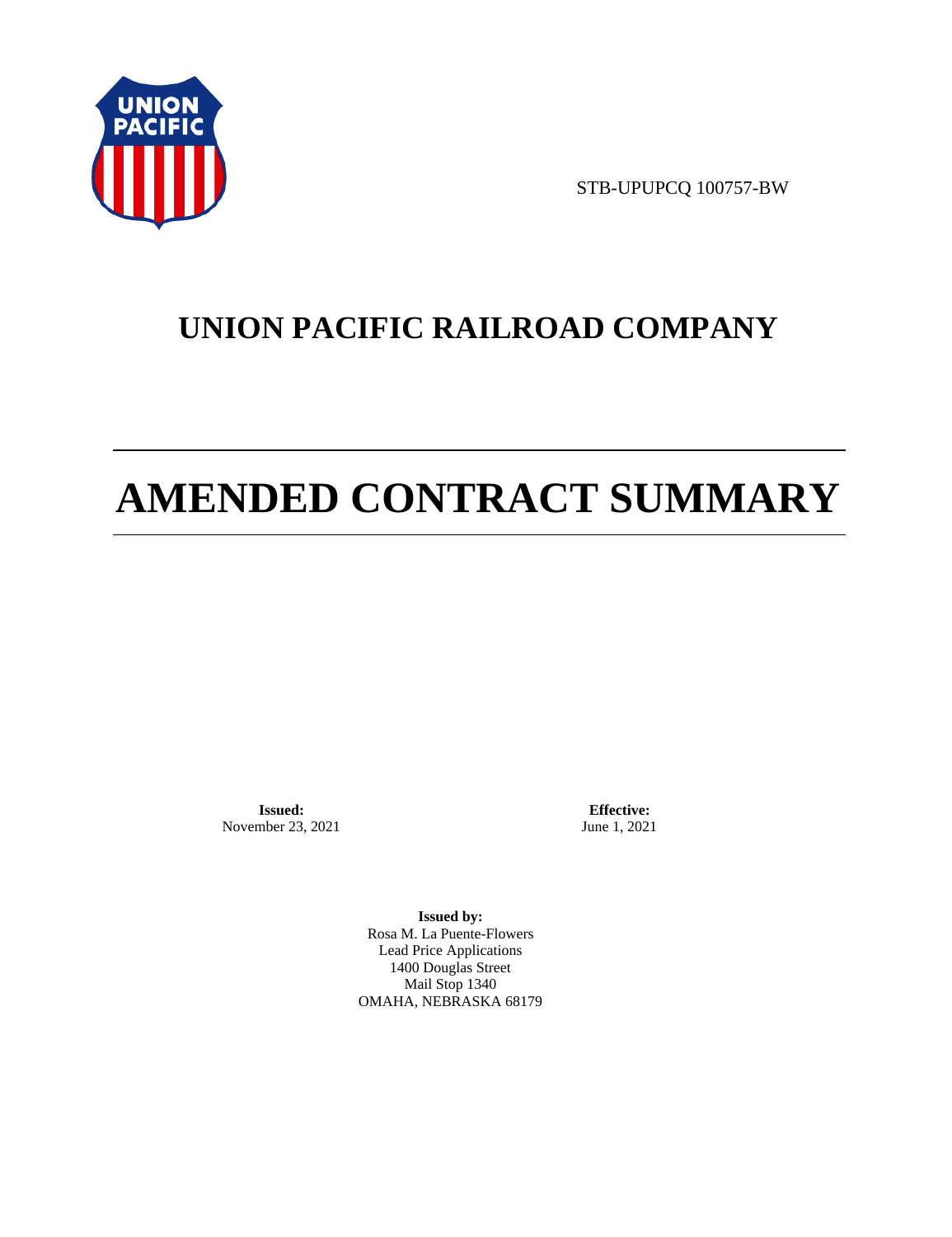STB-UPUPCQ 100757-BW

# UNION PACIFIC RAILROAD COMPANY

# AMENDED CONTRACT SUMMARY

**Issued:**
November 23, 2021

**Effective:**
June 1, 2021

**Issued by:**
Rosa M. La Puente-Flowers
Lead Price Applications
1400 Douglas Street
Mail Stop 1340
OMAHA, NEBRASKA 68179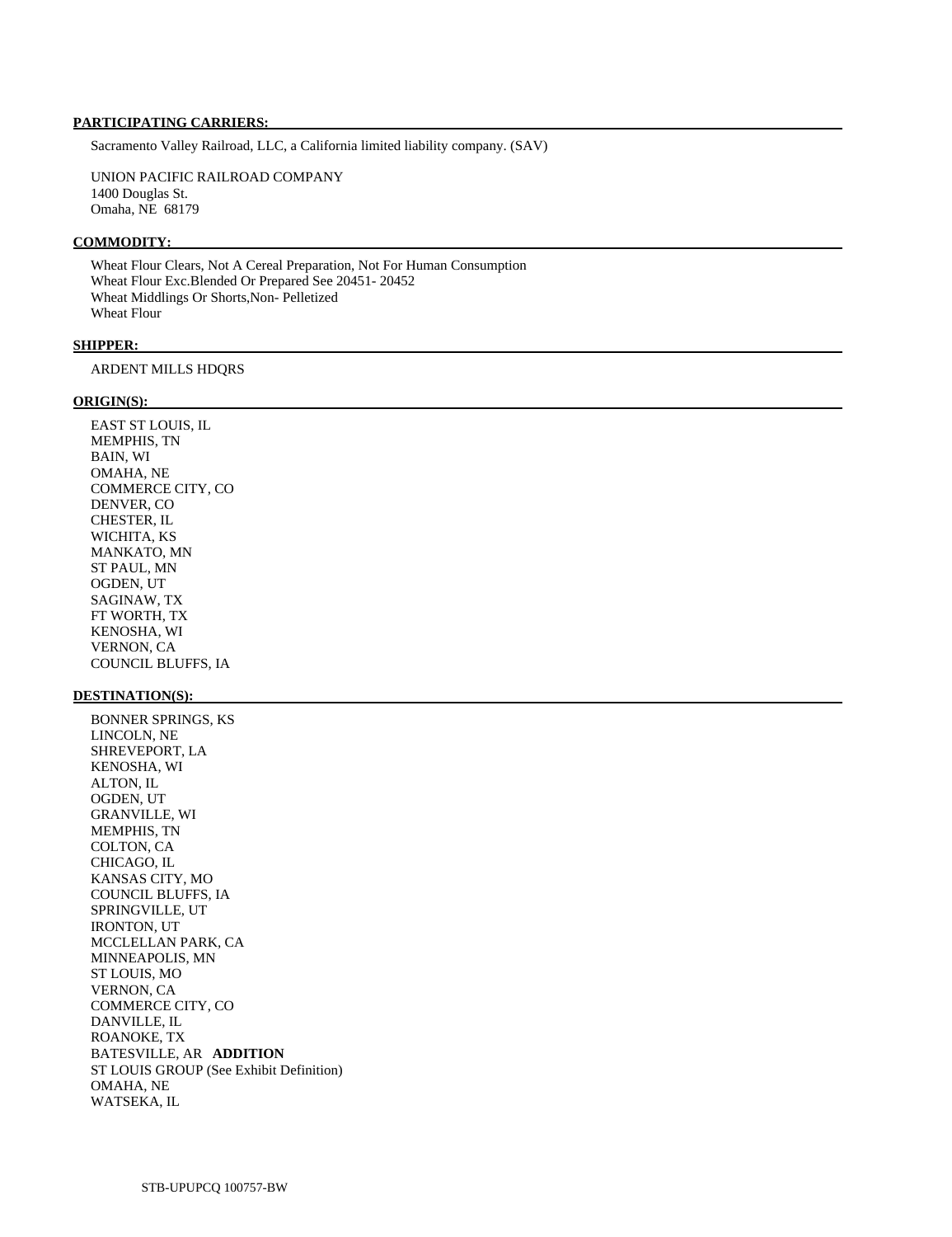**PARTICIPATING CARRIERS:**

Sacramento Valley Railroad, LLC, a California limited liability company. (SAV)

UNION PACIFIC RAILROAD COMPANY
1400 Douglas St.
Omaha, NE 68179

**COMMODITY:**

Wheat Flour Clears, Not A Cereal Preparation, Not For Human Consumption
Wheat Flour Exc.Blended Or Prepared See 20451- 20452
Wheat Middlings Or Shorts,Non- Pelletized
Wheat Flour

**SHIPPER:**

ARDENT MILLS HDQRS

**ORIGIN(S):**

EAST ST LOUIS, IL
MEMPHIS, TN
BAIN, WI
OMAHA, NE
COMMERCE CITY, CO
DENVER, CO
CHESTER, IL
WICHITA, KS
MANKATO, MN
ST PAUL, MN
OGDEN, UT
SAGINAW, TX
FT WORTH, TX
KENOSHA, WI
VERNON, CA
COUNCIL BLUFFS, IA

**DESTINATION(S):**

BONNER SPRINGS, KS
LINCOLN, NE
SHREVEPORT, LA
KENOSHA, WI
ALTON, IL
OGDEN, UT
GRANVILLE, WI
MEMPHIS, TN
COLTON, CA
CHICAGO, IL
KANSAS CITY, MO
COUNCIL BLUFFS, IA
SPRINGVILLE, UT
IRONTON, UT
MCCLELLAN PARK, CA
MINNEAPOLIS, MN
ST LOUIS, MO
VERNON, CA
COMMERCE CITY, CO
DANVILLE, IL
ROANOKE, TX
BATESVILLE, AR **ADDITION**
ST LOUIS GROUP (See Exhibit Definition)
OMAHA, NE
WATSEKA, IL

STB-UPUPCQ 100757-BW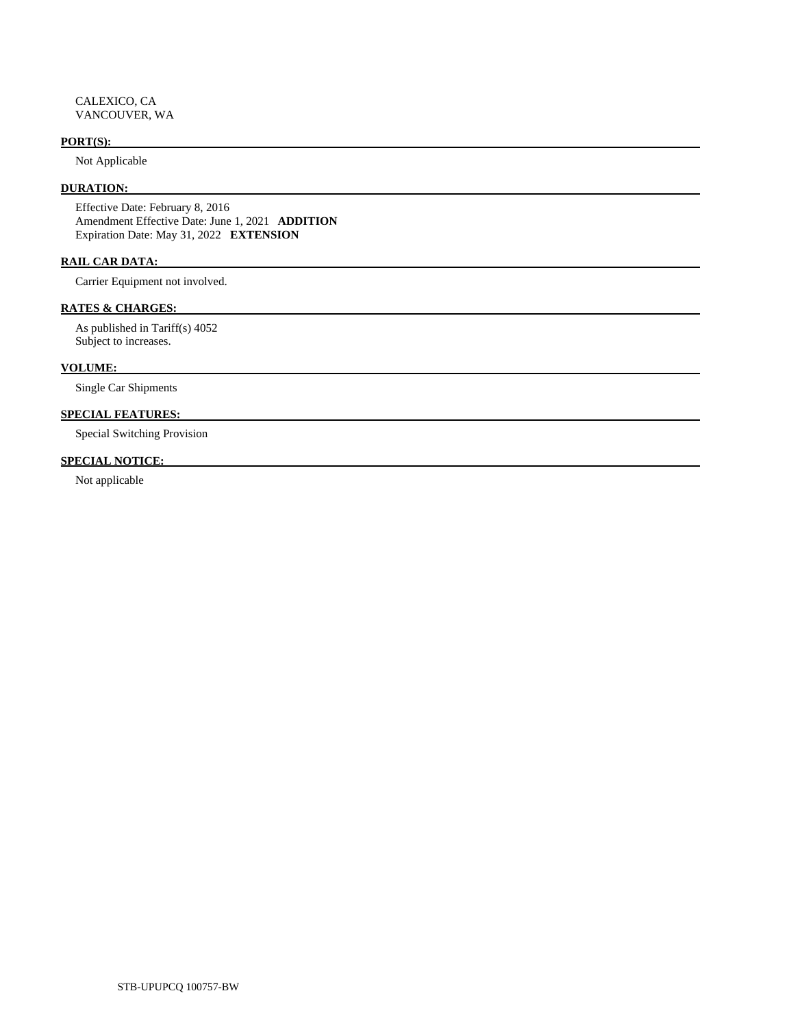CALEXICO, CA
VANCOUVER, WA

**PORT(S):**

Not Applicable

**DURATION:**

Effective Date: February 8, 2016
Amendment Effective Date: June 1, 2021 **ADDITION**
Expiration Date: May 31, 2022 **EXTENSION**

**RAIL CAR DATA:**

Carrier Equipment not involved.

**RATES & CHARGES:**

As published in Tariff(s) 4052
Subject to increases.

**VOLUME:**

Single Car Shipments

**SPECIAL FEATURES:**

Special Switching Provision

**SPECIAL NOTICE:**

Not applicable

STB-UPUPCQ 100757-BW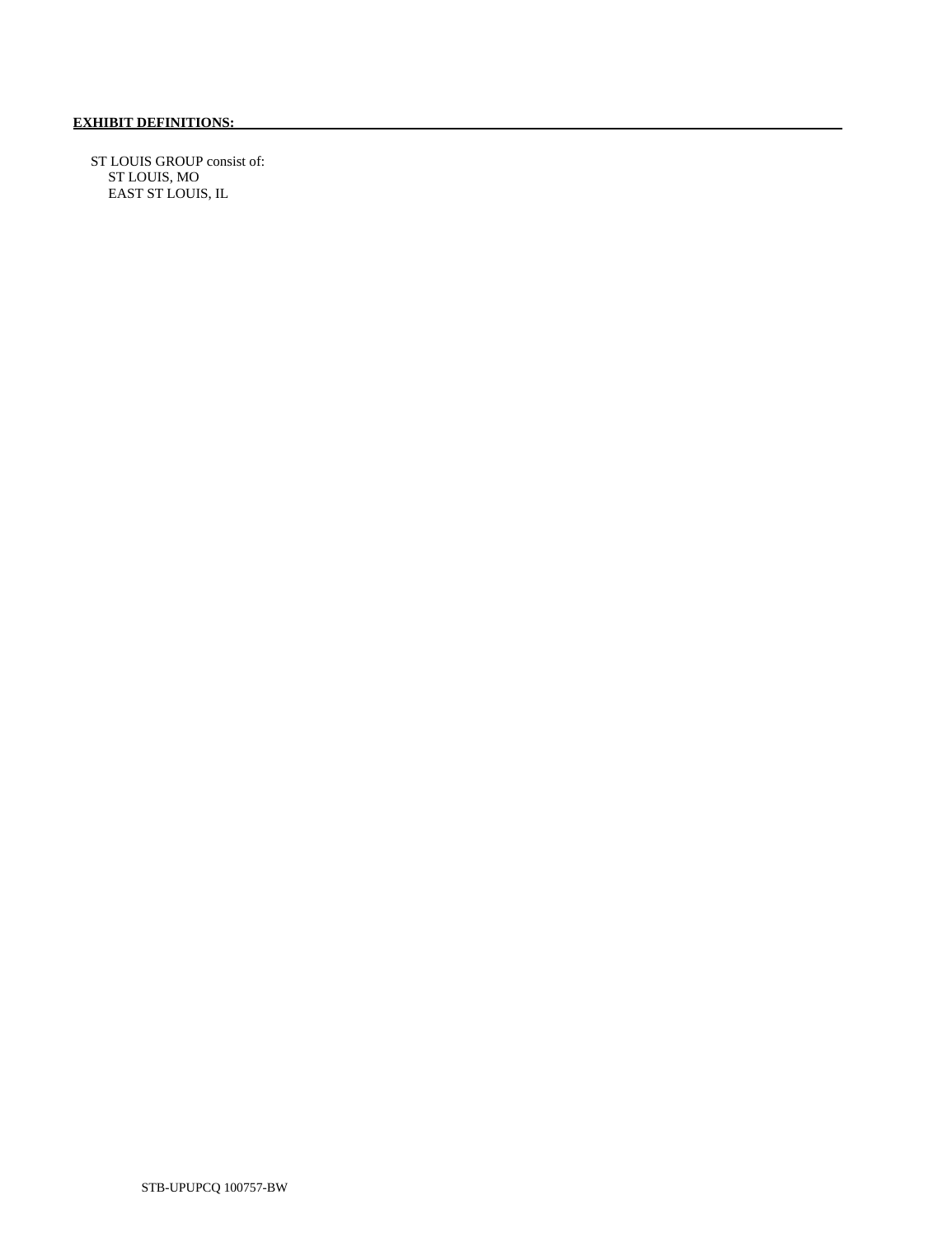**EXHIBIT DEFINITIONS:**

ST LOUIS GROUP consist of:
- ST LOUIS, MO
- EAST ST LOUIS, IL

STB-UPUPCQ 100757-BW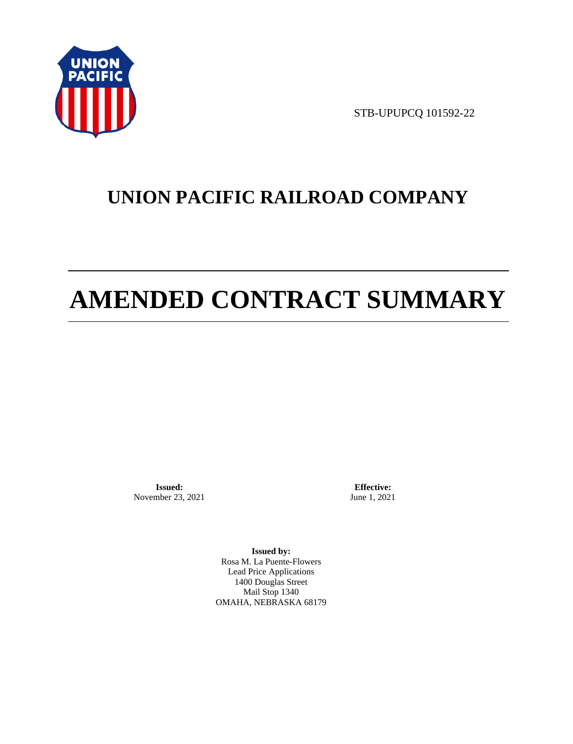STB-UPUPCQ 101592-22

# UNION PACIFIC RAILROAD COMPANY

# AMENDED CONTRACT SUMMARY

**Issued:**
November 23, 2021

**Effective:**
June 1, 2021

**Issued by:**
Rosa M. La Puente-Flowers
Lead Price Applications
1400 Douglas Street
Mail Stop 1340
OMAHA, NEBRASKA 68179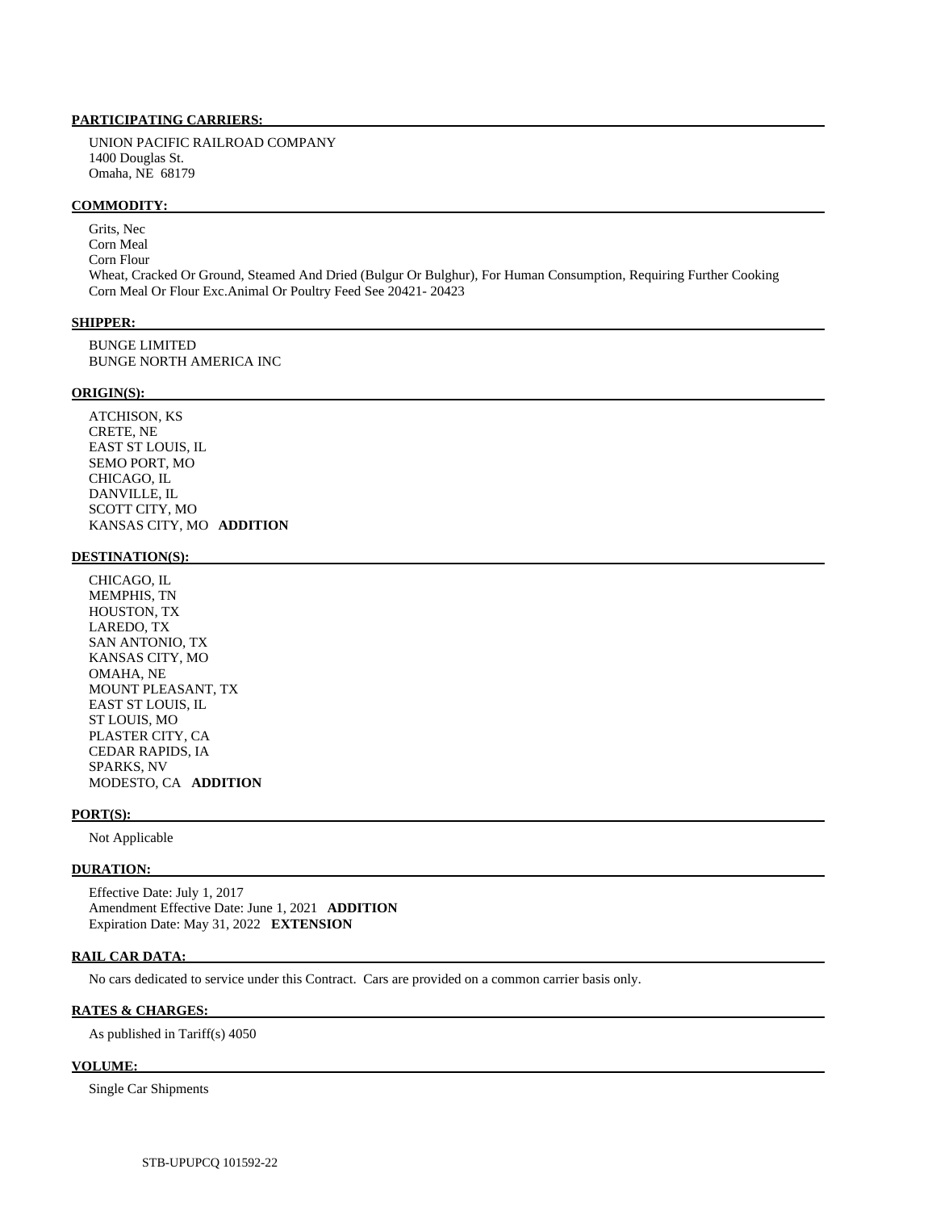**PARTICIPATING CARRIERS:**

UNION PACIFIC RAILROAD COMPANY
1400 Douglas St.
Omaha, NE 68179

**COMMODITY:**

Grits, Nec
Corn Meal
Corn Flour
Wheat, Cracked Or Ground, Steamed And Dried (Bulgur Or Bulghur), For Human Consumption, Requiring Further Cooking
Corn Meal Or Flour Exc.Animal Or Poultry Feed See 20421- 20423

**SHIPPER:**

BUNGE LIMITED
BUNGE NORTH AMERICA INC

**ORIGIN(S):**

ATCHISON, KS
CRETE, NE
EAST ST LOUIS, IL
SEMO PORT, MO
CHICAGO, IL
DANVILLE, IL
SCOTT CITY, MO
KANSAS CITY, MO **ADDITION**

**DESTINATION(S):**

CHICAGO, IL
MEMPHIS, TN
HOUSTON, TX
LAREDO, TX
SAN ANTONIO, TX
KANSAS CITY, MO
OMAHA, NE
MOUNT PLEASANT, TX
EAST ST LOUIS, IL
ST LOUIS, MO
PLASTER CITY, CA
CEDAR RAPIDS, IA
SPARKS, NV
MODESTO, CA **ADDITION**

**PORT(S):**

Not Applicable

**DURATION:**

Effective Date: July 1, 2017
Amendment Effective Date: June 1, 2021 **ADDITION**
Expiration Date: May 31, 2022 **EXTENSION**

**RAIL CAR DATA:**

No cars dedicated to service under this Contract. Cars are provided on a common carrier basis only.

**RATES & CHARGES:**

As published in Tariff(s) 4050

**VOLUME:**

Single Car Shipments

STB-UPUPCQ 101592-22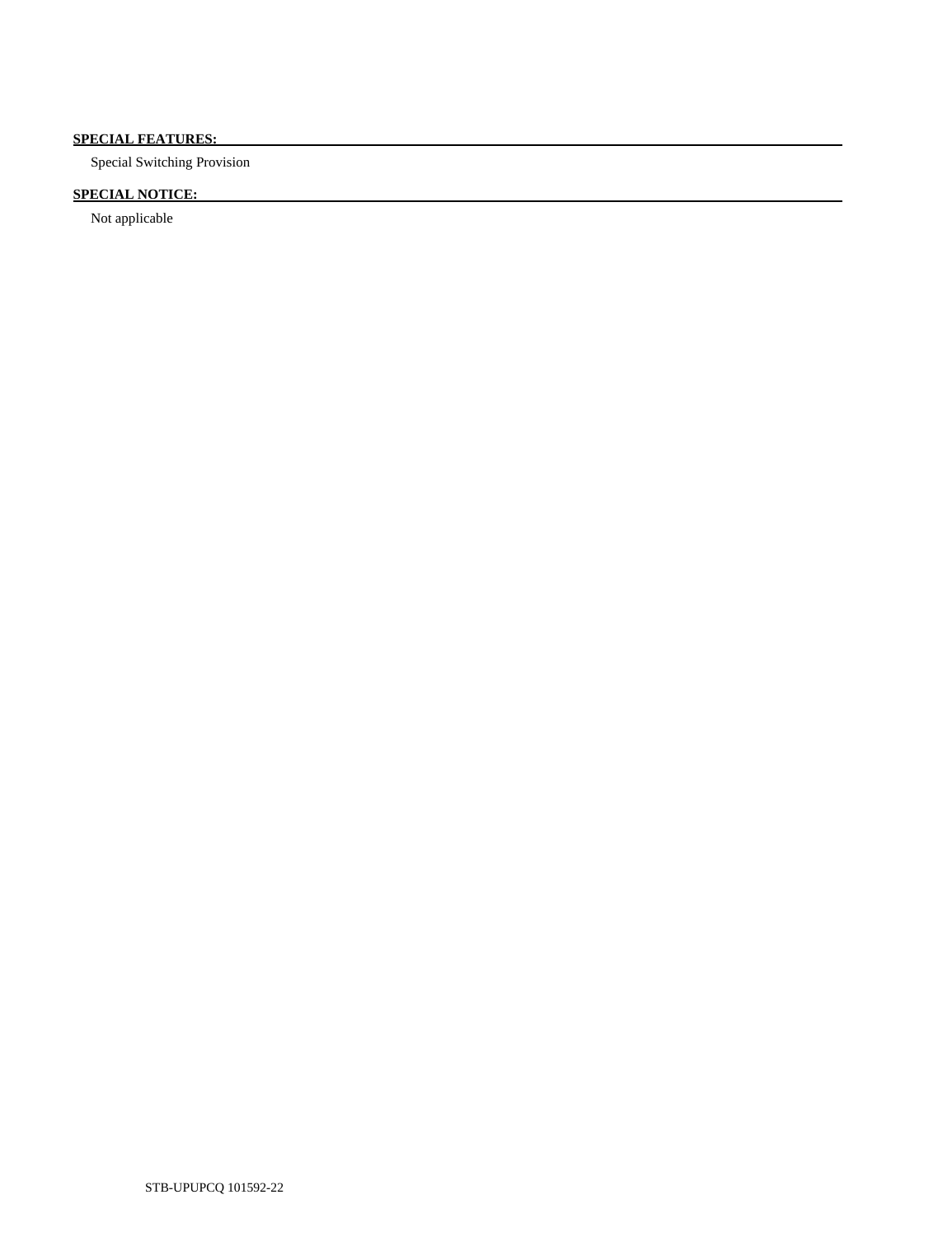**SPECIAL FEATURES:**

Special Switching Provision

**SPECIAL NOTICE:**

Not applicable

STB-UPUPCQ 101592-22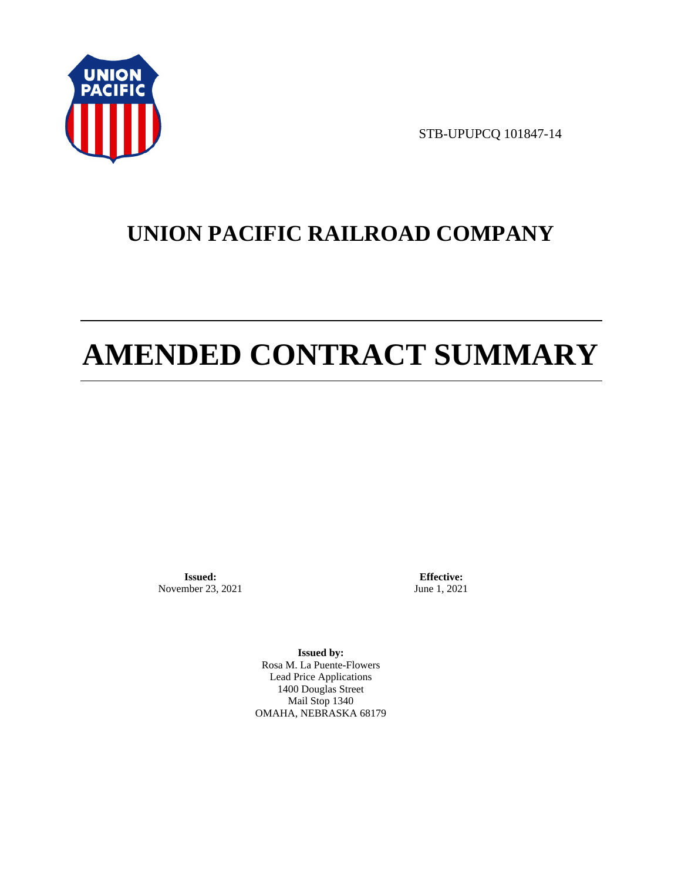STB-UPUPCQ 101847-14

# UNION PACIFIC RAILROAD COMPANY

# AMENDED CONTRACT SUMMARY

**Issued:**
November 23, 2021

**Effective:**
June 1, 2021

**Issued by:**
Rosa M. La Puente-Flowers
Lead Price Applications
1400 Douglas Street
Mail Stop 1340
OMAHA, NEBRASKA 68179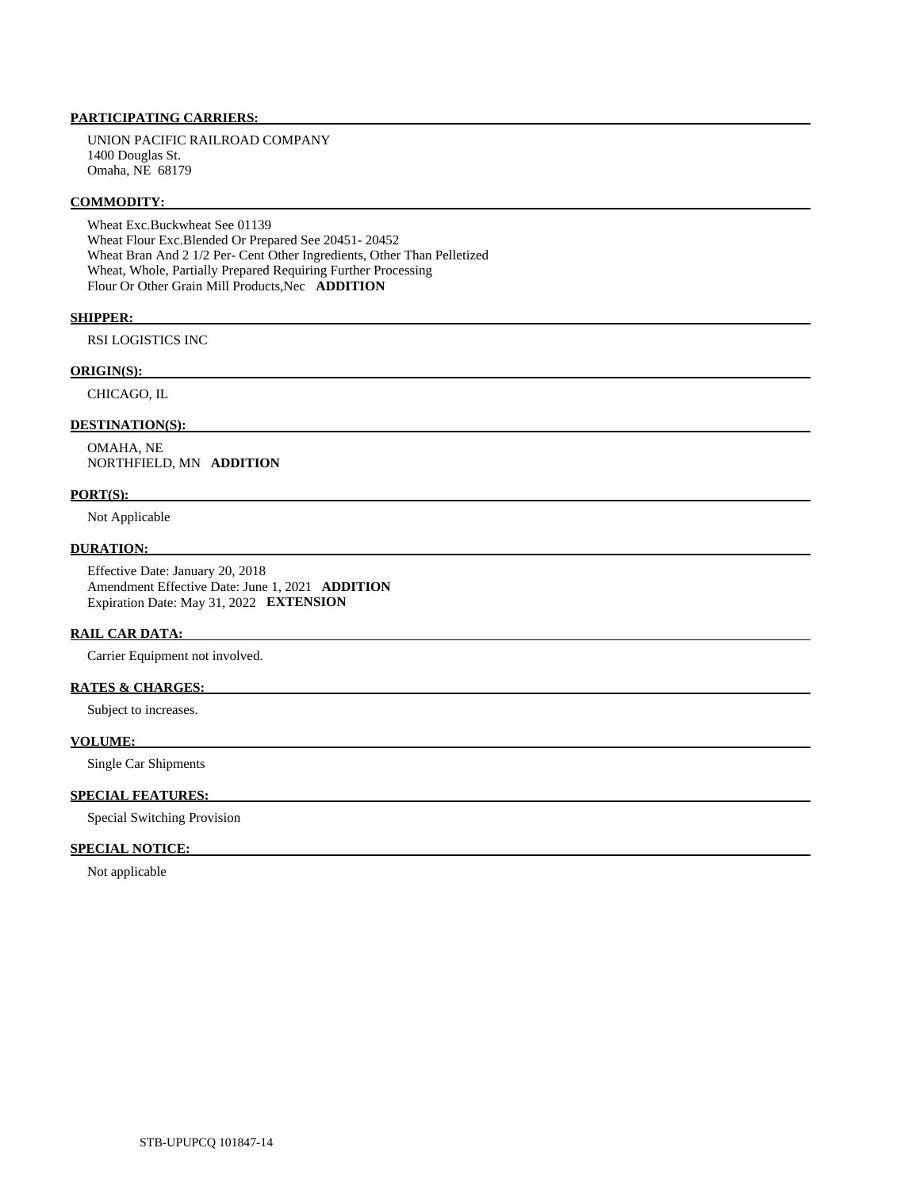**PARTICIPATING CARRIERS:**

UNION PACIFIC RAILROAD COMPANY
1400 Douglas St.
Omaha, NE 68179

**COMMODITY:**

Wheat Exc.Buckwheat See 01139
Wheat Flour Exc.Blended Or Prepared See 20451- 20452
Wheat Bran And 2 1/2 Per- Cent Other Ingredients, Other Than Pelletized
Wheat, Whole, Partially Prepared Requiring Further Processing
Flour Or Other Grain Mill Products,Nec **ADDITION**

**SHIPPER:**

RSI LOGISTICS INC

**ORIGIN(S):**

CHICAGO, IL

**DESTINATION(S):**

OMAHA, NE
NORTHFIELD, MN **ADDITION**

**PORT(S):**

Not Applicable

**DURATION:**

Effective Date: January 20, 2018
Amendment Effective Date: June 1, 2021 **ADDITION**
Expiration Date: May 31, 2022 **EXTENSION**

**RAIL CAR DATA:**

Carrier Equipment not involved.

**RATES & CHARGES:**

Subject to increases.

**VOLUME:**

Single Car Shipments

**SPECIAL FEATURES:**

Special Switching Provision

**SPECIAL NOTICE:**

Not applicable

STB-UPUPCQ 101847-14